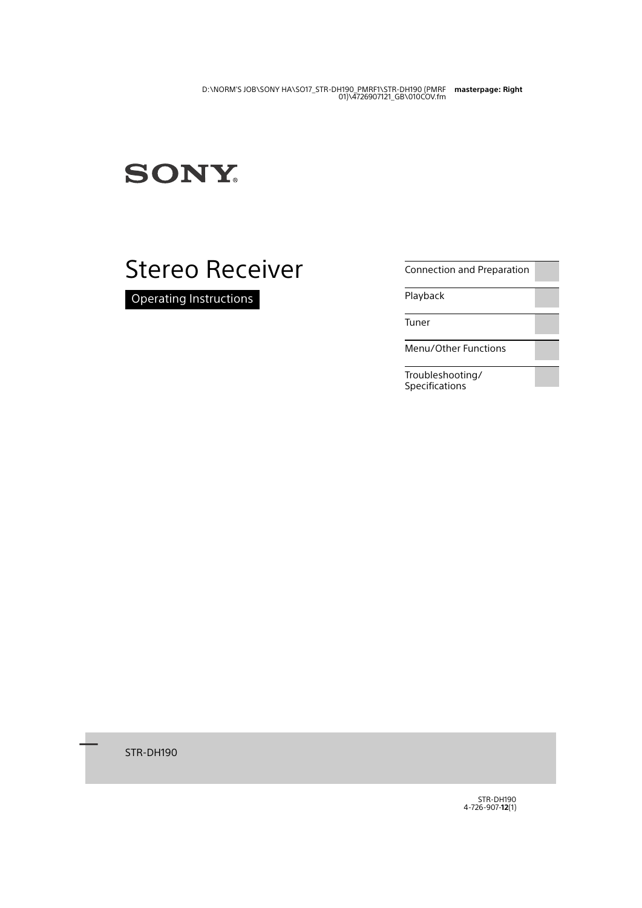SONY

# Stereo Receiver

Operating Instructions

- Connection and Preparation
- Playback
- Tuner
- Menu/Other Functions
- Troubleshooting/Specifications

STR-DH190

STR-DH190
4-726-907-**12**(1)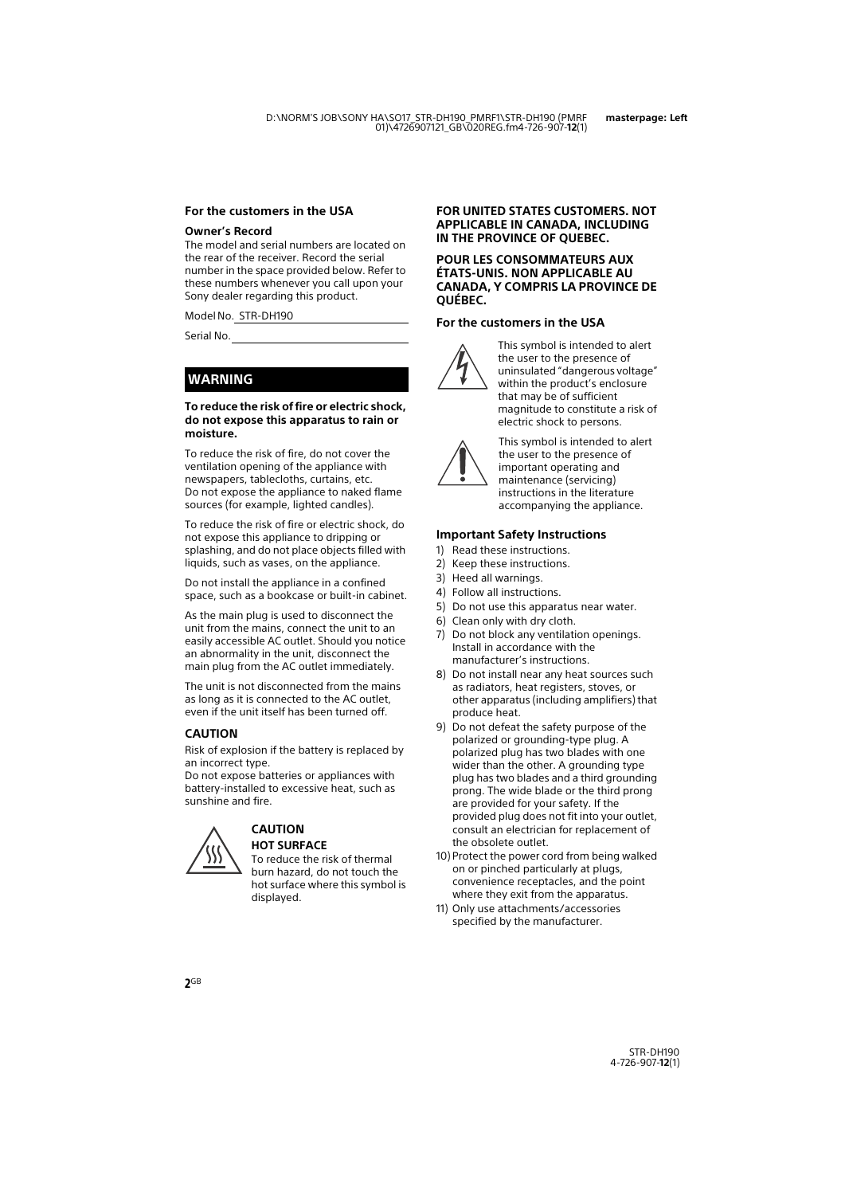## For the customers in the USA

### Owner's Record

The model and serial numbers are located on the rear of the receiver. Record the serial number in the space provided below. Refer to these numbers whenever you call upon your Sony dealer regarding this product.

Model No. STR-DH190

Serial No.

## WARNING

**To reduce the risk of fire or electric shock, do not expose this apparatus to rain or moisture.**

To reduce the risk of fire, do not cover the ventilation opening of the appliance with newspapers, tablecloths, curtains, etc. Do not expose the appliance to naked flame sources (for example, lighted candles).

To reduce the risk of fire or electric shock, do not expose this appliance to dripping or splashing, and do not place objects filled with liquids, such as vases, on the appliance.

Do not install the appliance in a confined space, such as a bookcase or built-in cabinet.

As the main plug is used to disconnect the unit from the mains, connect the unit to an easily accessible AC outlet. Should you notice an abnormality in the unit, disconnect the main plug from the AC outlet immediately.

The unit is not disconnected from the mains as long as it is connected to the AC outlet, even if the unit itself has been turned off.

### CAUTION

Risk of explosion if the battery is replaced by an incorrect type.
Do not expose batteries or appliances with battery-installed to excessive heat, such as sunshine and fire.

### CAUTION

**HOT SURFACE**

To reduce the risk of thermal burn hazard, do not touch the hot surface where this symbol is displayed.

**FOR UNITED STATES CUSTOMERS. NOT APPLICABLE IN CANADA, INCLUDING IN THE PROVINCE OF QUEBEC.**

**POUR LES CONSOMMATEURS AUX ÉTATS-UNIS. NON APPLICABLE AU CANADA, Y COMPRIS LA PROVINCE DE QUÉBEC.**

## For the customers in the USA

This symbol is intended to alert the user to the presence of uninsulated "dangerous voltage" within the product's enclosure that may be of sufficient magnitude to constitute a risk of electric shock to persons.

This symbol is intended to alert the user to the presence of important operating and maintenance (servicing) instructions in the literature accompanying the appliance.

### Important Safety Instructions

1) Read these instructions.
2) Keep these instructions.
3) Heed all warnings.
4) Follow all instructions.
5) Do not use this apparatus near water.
6) Clean only with dry cloth.
7) Do not block any ventilation openings. Install in accordance with the manufacturer's instructions.
8) Do not install near any heat sources such as radiators, heat registers, stoves, or other apparatus (including amplifiers) that produce heat.
9) Do not defeat the safety purpose of the polarized or grounding-type plug. A polarized plug has two blades with one wider than the other. A grounding type plug has two blades and a third grounding prong. The wide blade or the third prong are provided for your safety. If the provided plug does not fit into your outlet, consult an electrician for replacement of the obsolete outlet.
10) Protect the power cord from being walked on or pinched particularly at plugs, convenience receptacles, and the point where they exit from the apparatus.
11) Only use attachments/accessories specified by the manufacturer.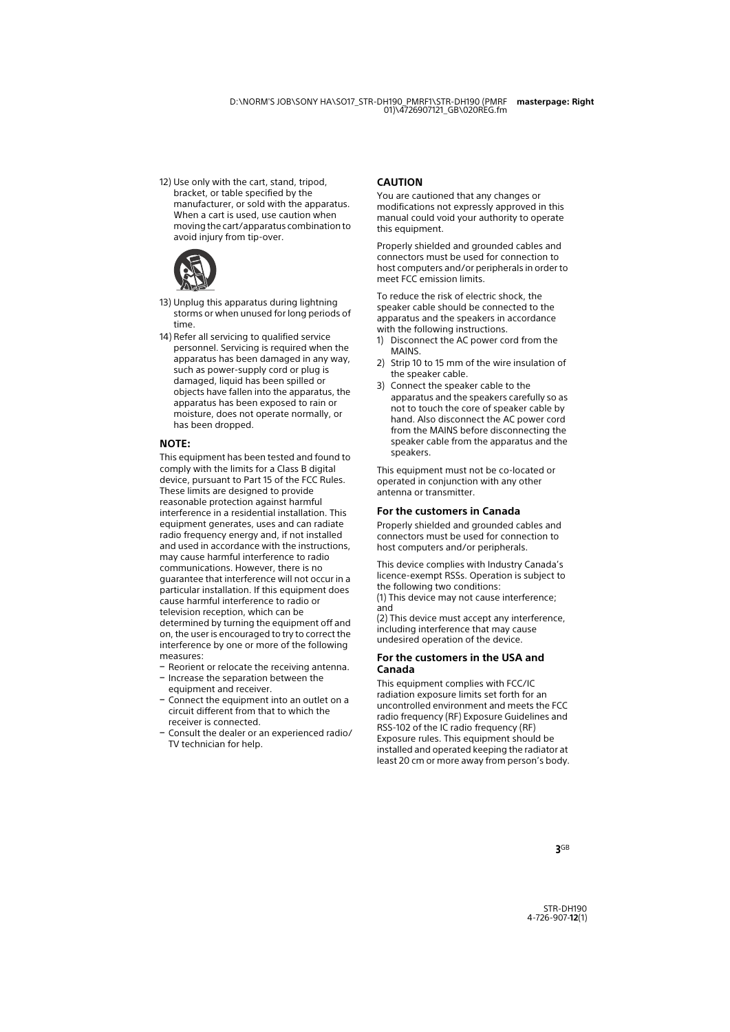12) Use only with the cart, stand, tripod, bracket, or table specified by the manufacturer, or sold with the apparatus. When a cart is used, use caution when moving the cart/apparatus combination to avoid injury from tip-over.

13) Unplug this apparatus during lightning storms or when unused for long periods of time.
14) Refer all servicing to qualified service personnel. Servicing is required when the apparatus has been damaged in any way, such as power-supply cord or plug is damaged, liquid has been spilled or objects have fallen into the apparatus, the apparatus has been exposed to rain or moisture, does not operate normally, or has been dropped.

### NOTE:

This equipment has been tested and found to comply with the limits for a Class B digital device, pursuant to Part 15 of the FCC Rules. These limits are designed to provide reasonable protection against harmful interference in a residential installation. This equipment generates, uses and can radiate radio frequency energy and, if not installed and used in accordance with the instructions, may cause harmful interference to radio communications. However, there is no guarantee that interference will not occur in a particular installation. If this equipment does cause harmful interference to radio or television reception, which can be determined by turning the equipment off and on, the user is encouraged to try to correct the interference by one or more of the following measures:

- Reorient or relocate the receiving antenna.
- Increase the separation between the equipment and receiver.
- Connect the equipment into an outlet on a circuit different from that to which the receiver is connected.
- Consult the dealer or an experienced radio/TV technician for help.

### CAUTION

You are cautioned that any changes or modifications not expressly approved in this manual could void your authority to operate this equipment.

Properly shielded and grounded cables and connectors must be used for connection to host computers and/or peripherals in order to meet FCC emission limits.

To reduce the risk of electric shock, the speaker cable should be connected to the apparatus and the speakers in accordance with the following instructions.

1) Disconnect the AC power cord from the MAINS.
2) Strip 10 to 15 mm of the wire insulation of the speaker cable.
3) Connect the speaker cable to the apparatus and the speakers carefully so as not to touch the core of speaker cable by hand. Also disconnect the AC power cord from the MAINS before disconnecting the speaker cable from the apparatus and the speakers.

This equipment must not be co-located or operated in conjunction with any other antenna or transmitter.

### For the customers in Canada

Properly shielded and grounded cables and connectors must be used for connection to host computers and/or peripherals.

This device complies with Industry Canada's licence-exempt RSSs. Operation is subject to the following two conditions:
(1) This device may not cause interference; and
(2) This device must accept any interference, including interference that may cause undesired operation of the device.

### For the customers in the USA and Canada

This equipment complies with FCC/IC radiation exposure limits set forth for an uncontrolled environment and meets the FCC radio frequency (RF) Exposure Guidelines and RSS-102 of the IC radio frequency (RF) Exposure rules. This equipment should be installed and operated keeping the radiator at least 20 cm or more away from person's body.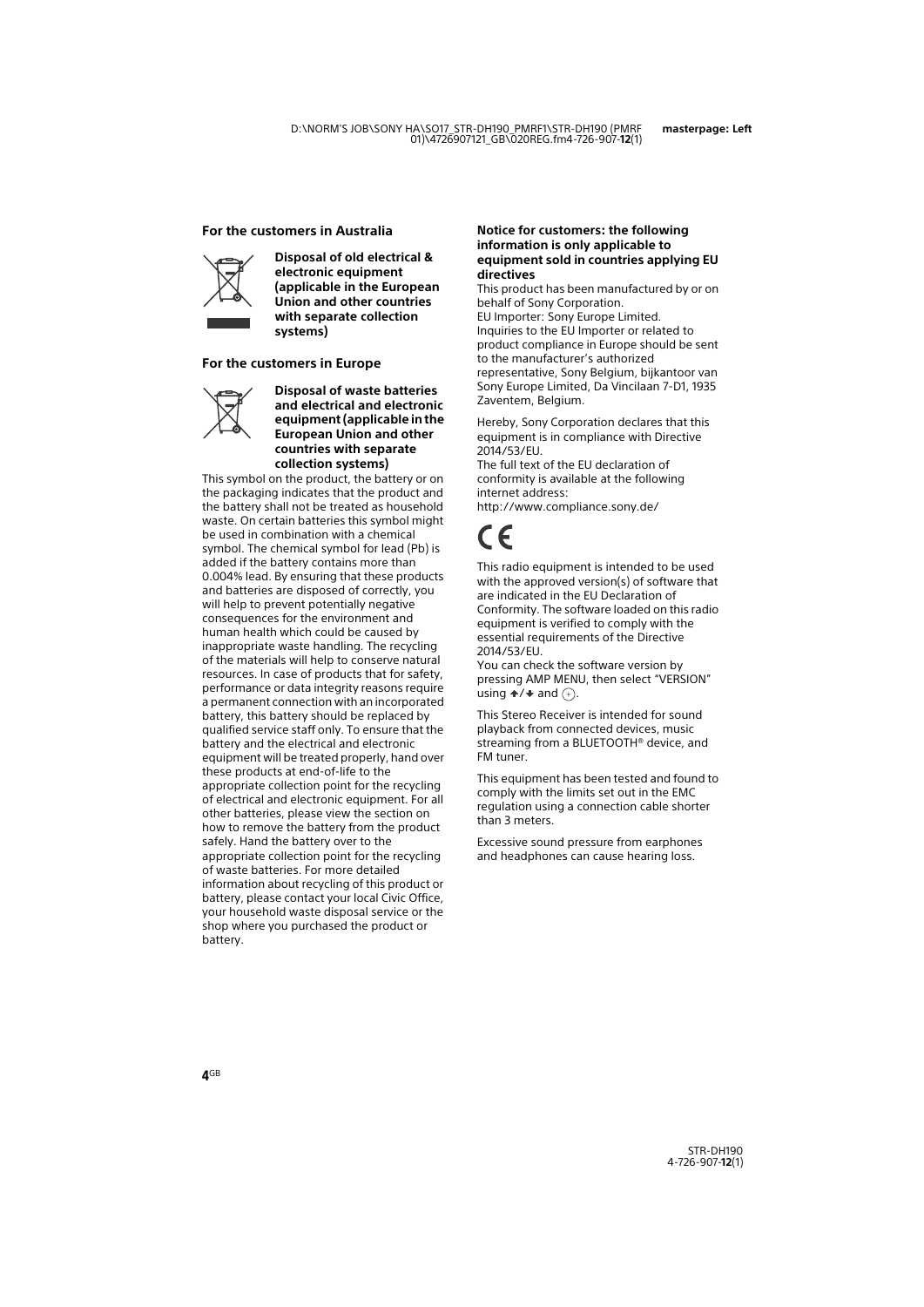### For the customers in Australia

**Disposal of old electrical & electronic equipment (applicable in the European Union and other countries with separate collection systems)**

### For the customers in Europe

**Disposal of waste batteries and electrical and electronic equipment (applicable in the European Union and other countries with separate collection systems)**

This symbol on the product, the battery or on the packaging indicates that the product and the battery shall not be treated as household waste. On certain batteries this symbol might be used in combination with a chemical symbol. The chemical symbol for lead (Pb) is added if the battery contains more than 0.004% lead. By ensuring that these products and batteries are disposed of correctly, you will help to prevent potentially negative consequences for the environment and human health which could be caused by inappropriate waste handling. The recycling of the materials will help to conserve natural resources. In case of products that for safety, performance or data integrity reasons require a permanent connection with an incorporated battery, this battery should be replaced by qualified service staff only. To ensure that the battery and the electrical and electronic equipment will be treated properly, hand over these products at end-of-life to the appropriate collection point for the recycling of electrical and electronic equipment. For all other batteries, please view the section on how to remove the battery from the product safely. Hand the battery over to the appropriate collection point for the recycling of waste batteries. For more detailed information about recycling of this product or battery, please contact your local Civic Office, your household waste disposal service or the shop where you purchased the product or battery.

**Notice for customers: the following information is only applicable to equipment sold in countries applying EU directives**

This product has been manufactured by or on behalf of Sony Corporation.
EU Importer: Sony Europe Limited.
Inquiries to the EU Importer or related to product compliance in Europe should be sent to the manufacturer's authorized representative, Sony Belgium, bijkantoor van Sony Europe Limited, Da Vincilaan 7-D1, 1935 Zaventem, Belgium.

Hereby, Sony Corporation declares that this equipment is in compliance with Directive 2014/53/EU.
The full text of the EU declaration of conformity is available at the following internet address:
http://www.compliance.sony.de/

CE

This radio equipment is intended to be used with the approved version(s) of software that are indicated in the EU Declaration of Conformity. The software loaded on this radio equipment is verified to comply with the essential requirements of the Directive 2014/53/EU.
You can check the software version by pressing AMP MENU, then select "VERSION" using ↑/↓ and ⊕.

This Stereo Receiver is intended for sound playback from connected devices, music streaming from a BLUETOOTH® device, and FM tuner.

This equipment has been tested and found to comply with the limits set out in the EMC regulation using a connection cable shorter than 3 meters.

Excessive sound pressure from earphones and headphones can cause hearing loss.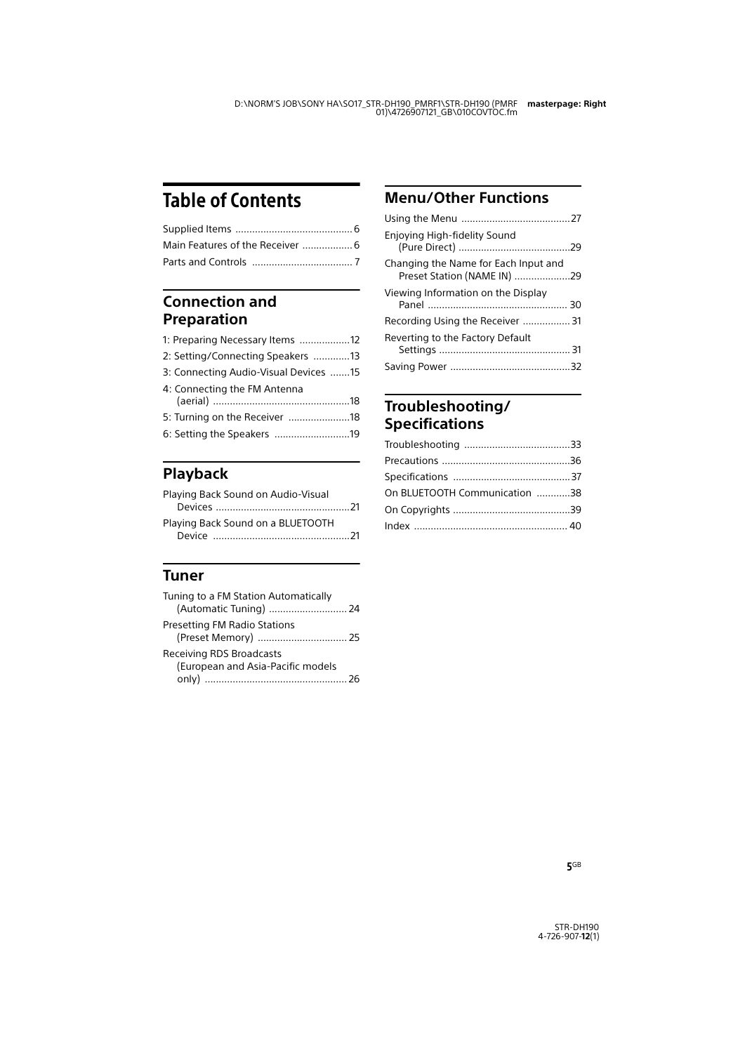# Table of Contents

Supplied Items .......................................... 6

Main Features of the Receiver .................. 6

Parts and Controls .................................... 7

## Connection and Preparation

1: Preparing Necessary Items ..................12

2: Setting/Connecting Speakers .............13

3: Connecting Audio-Visual Devices .......15

4: Connecting the FM Antenna (aerial) ................................................18

5: Turning on the Receiver ......................18

6: Setting the Speakers ...........................19

## Playback

Playing Back Sound on Audio-Visual Devices ...............................................21

Playing Back Sound on a BLUETOOTH Device ................................................21

## Tuner

Tuning to a FM Station Automatically (Automatic Tuning) ............................ 24

Presetting FM Radio Stations (Preset Memory) ................................ 25

Receiving RDS Broadcasts (European and Asia-Pacific models only) .................................................. 26

## Menu/Other Functions

Using the Menu .......................................27

Enjoying High-fidelity Sound (Pure Direct) ........................................29

Changing the Name for Each Input and Preset Station (NAME IN) ....................29

Viewing Information on the Display Panel ................................................. 30

Recording Using the Receiver .................31

Reverting to the Factory Default Settings ............................................... 31

Saving Power ...........................................32

## Troubleshooting/ Specifications

Troubleshooting ......................................33

Precautions ..............................................36

Specifications ..........................................37

On BLUETOOTH Communication ............38

On Copyrights ..........................................39

Index ....................................................... 40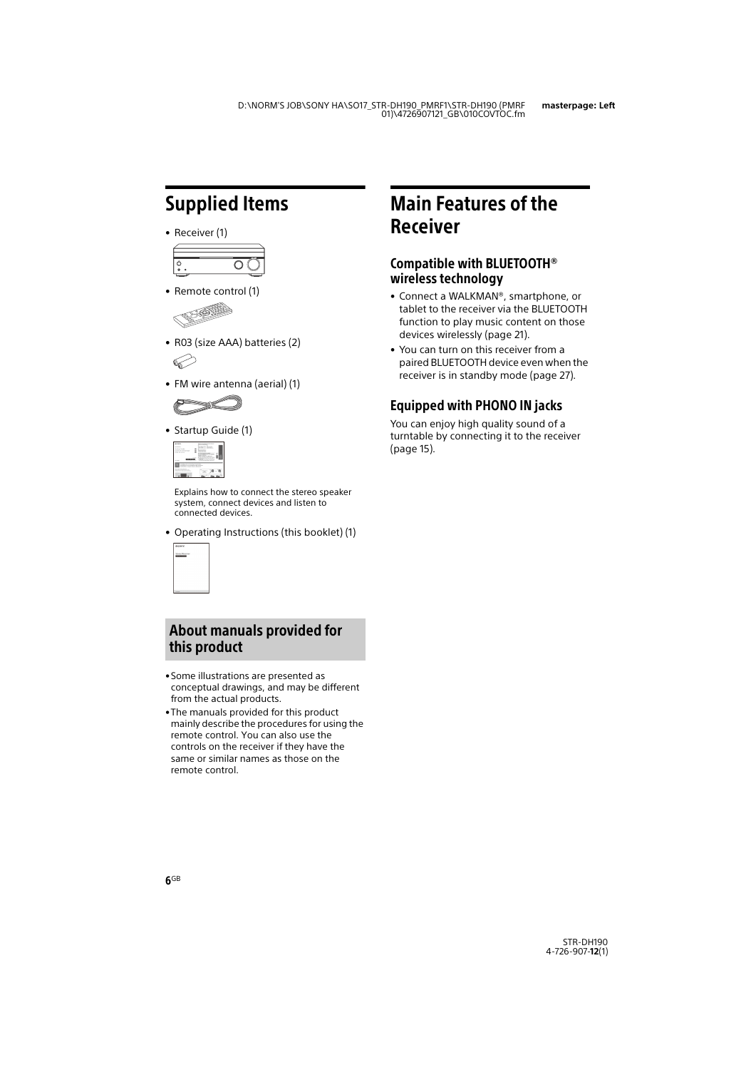# Supplied Items

- Receiver (1)
- Remote control (1)
- R03 (size AAA) batteries (2)
- FM wire antenna (aerial) (1)
- Startup Guide (1)

  Explains how to connect the stereo speaker system, connect devices and listen to connected devices.

- Operating Instructions (this booklet) (1)

## About manuals provided for this product

- Some illustrations are presented as conceptual drawings, and may be different from the actual products.
- The manuals provided for this product mainly describe the procedures for using the remote control. You can also use the controls on the receiver if they have the same or similar names as those on the remote control.

# Main Features of the Receiver

### Compatible with BLUETOOTH® wireless technology

- Connect a WALKMAN®, smartphone, or tablet to the receiver via the BLUETOOTH function to play music content on those devices wirelessly (page 21).
- You can turn on this receiver from a paired BLUETOOTH device even when the receiver is in standby mode (page 27).

### Equipped with PHONO IN jacks

You can enjoy high quality sound of a turntable by connecting it to the receiver (page 15).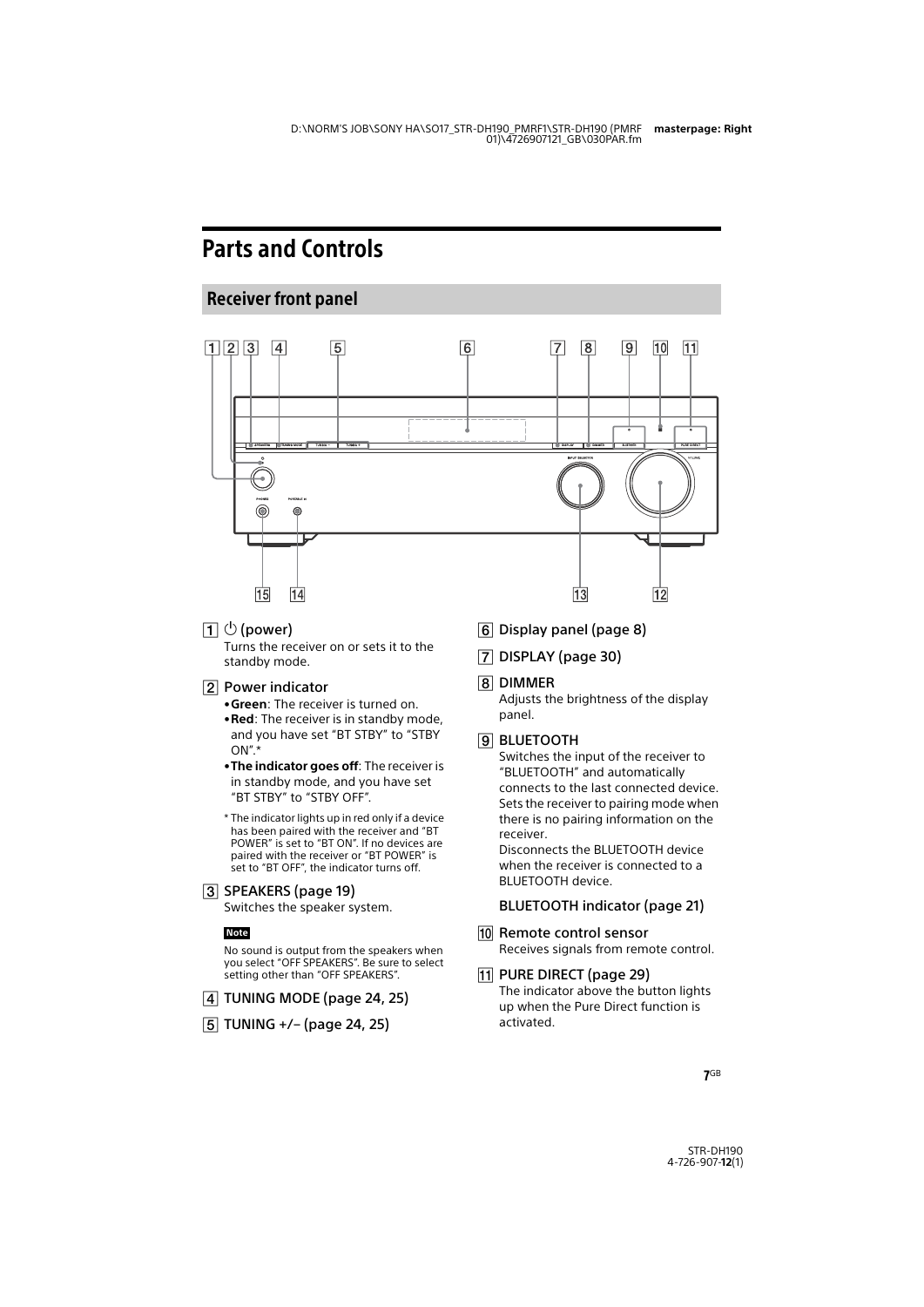# Parts and Controls

## Receiver front panel

1 ⏻ (power)
Turns the receiver on or sets it to the standby mode.

2 Power indicator
- **Green**: The receiver is turned on.
- **Red**: The receiver is in standby mode, and you have set "BT STBY" to "STBY ON".*
- **The indicator goes off**: The receiver is in standby mode, and you have set "BT STBY" to "STBY OFF".

\* The indicator lights up in red only if a device has been paired with the receiver and "BT POWER" is set to "BT ON". If no devices are paired with the receiver or "BT POWER" is set to "BT OFF", the indicator turns off.

3 SPEAKERS (page 19)
Switches the speaker system.

**Note**

No sound is output from the speakers when you select "OFF SPEAKERS". Be sure to select setting other than "OFF SPEAKERS".

4 TUNING MODE (page 24, 25)

5 TUNING +/– (page 24, 25)

6 Display panel (page 8)

7 DISPLAY (page 30)

8 DIMMER
Adjusts the brightness of the display panel.

9 BLUETOOTH
Switches the input of the receiver to "BLUETOOTH" and automatically connects to the last connected device. Sets the receiver to pairing mode when there is no pairing information on the receiver.
Disconnects the BLUETOOTH device when the receiver is connected to a BLUETOOTH device.

BLUETOOTH indicator (page 21)

10 Remote control sensor
Receives signals from remote control.

11 PURE DIRECT (page 29)
The indicator above the button lights up when the Pure Direct function is activated.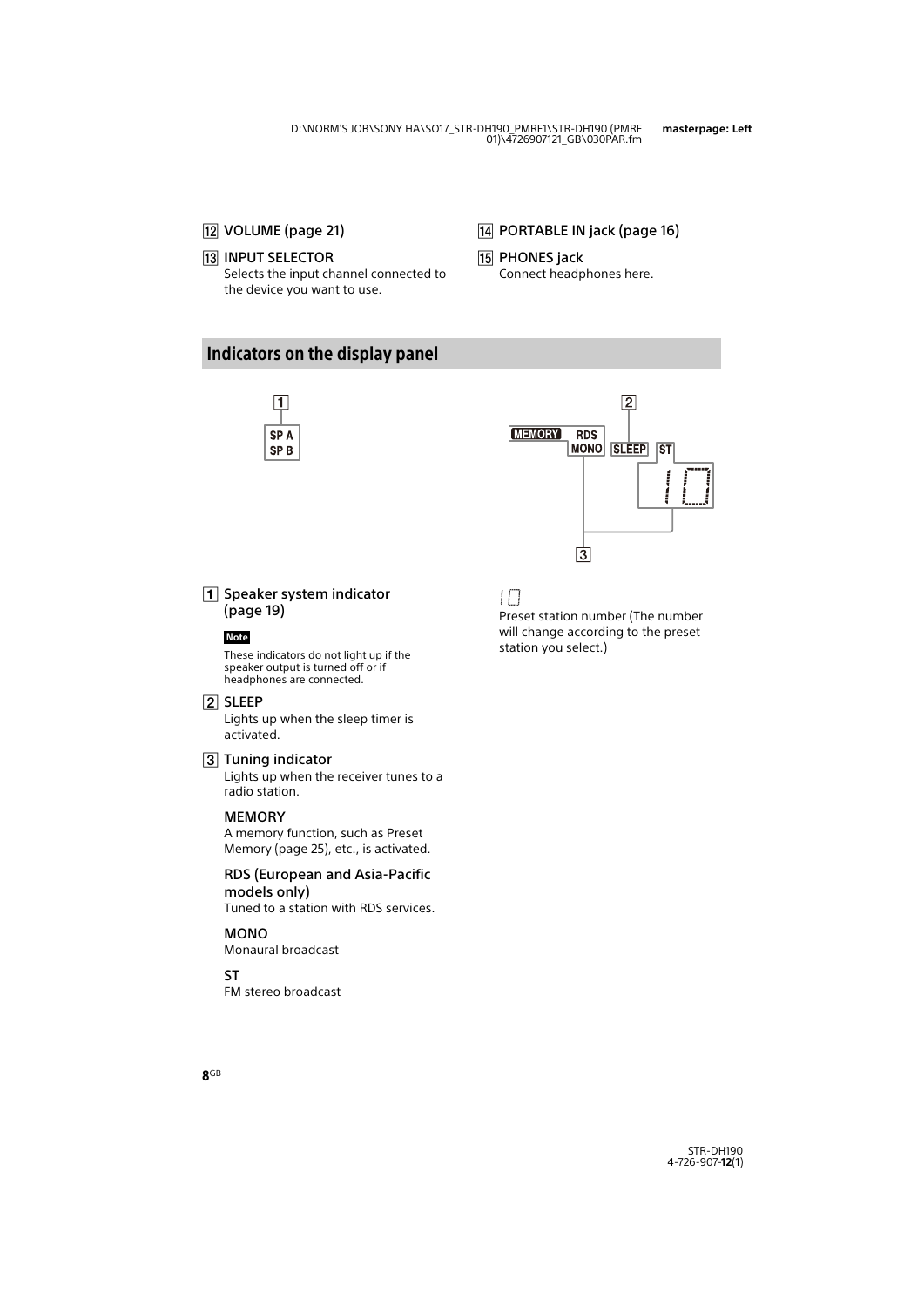12 **VOLUME (page 21)**

13 **INPUT SELECTOR**
Selects the input channel connected to the device you want to use.

14 **PORTABLE IN jack (page 16)**

15 **PHONES jack**
Connect headphones here.

## Indicators on the display panel

1 **Speaker system indicator (page 19)**

**Note**

These indicators do not light up if the speaker output is turned off or if headphones are connected.

2 **SLEEP**
Lights up when the sleep timer is activated.

3 **Tuning indicator**
Lights up when the receiver tunes to a radio station.

**MEMORY**
A memory function, such as Preset Memory (page 25), etc., is activated.

**RDS (European and Asia-Pacific models only)**
Tuned to a station with RDS services.

**MONO**
Monaural broadcast

**ST**
FM stereo broadcast

**10**
Preset station number (The number will change according to the preset station you select.)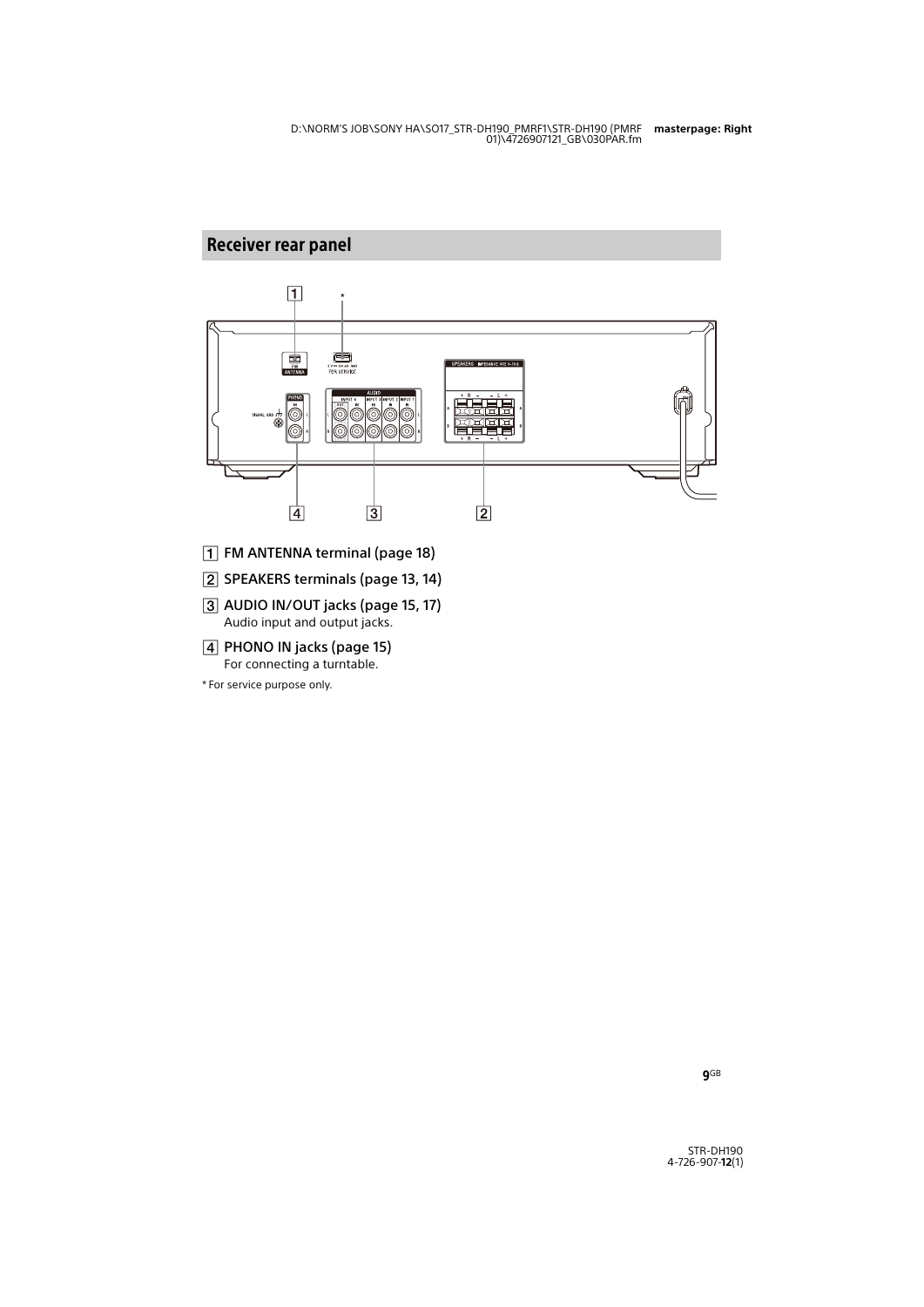## Receiver rear panel

1. FM ANTENNA terminal (page 18)
2. SPEAKERS terminals (page 13, 14)
3. AUDIO IN/OUT jacks (page 15, 17)
   Audio input and output jacks.
4. PHONO IN jacks (page 15)
   For connecting a turntable.

* For service purpose only.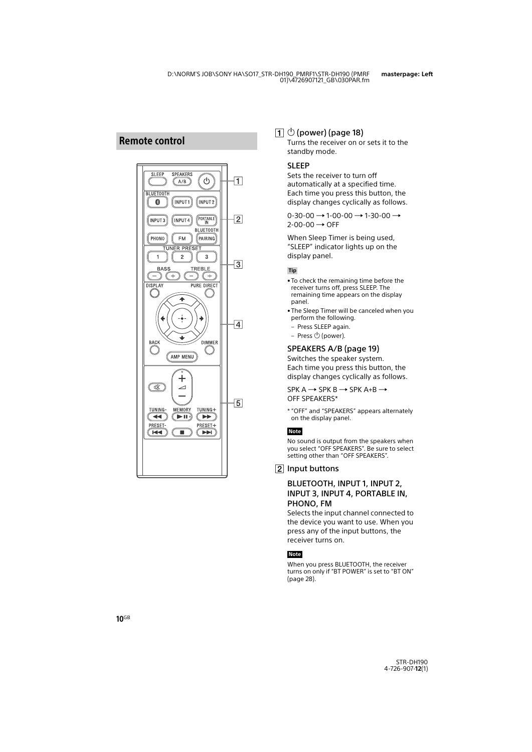## Remote control

### 1 ⏻ (power) (page 18)

Turns the receiver on or sets it to the standby mode.

### SLEEP

Sets the receiver to turn off automatically at a specified time. Each time you press this button, the display changes cyclically as follows.

0-30-00 → 1-00-00 → 1-30-00 → 2-00-00 → OFF

When Sleep Timer is being used, "SLEEP" indicator lights up on the display panel.

**Tip**

- To check the remaining time before the receiver turns off, press SLEEP. The remaining time appears on the display panel.
- The Sleep Timer will be canceled when you perform the following.
  - Press SLEEP again.
  - Press ⏻ (power).

### SPEAKERS A/B (page 19)

Switches the speaker system. Each time you press this button, the display changes cyclically as follows.

SPK A → SPK B → SPK A+B → OFF SPEAKERS*

* "OFF" and "SPEAKERS" appears alternately on the display panel.

**Note**

No sound is output from the speakers when you select "OFF SPEAKERS". Be sure to select setting other than "OFF SPEAKERS".

### 2 Input buttons

### BLUETOOTH, INPUT 1, INPUT 2, INPUT 3, INPUT 4, PORTABLE IN, PHONO, FM

Selects the input channel connected to the device you want to use. When you press any of the input buttons, the receiver turns on.

**Note**

When you press BLUETOOTH, the receiver turns on only if "BT POWER" is set to "BT ON" (page 28).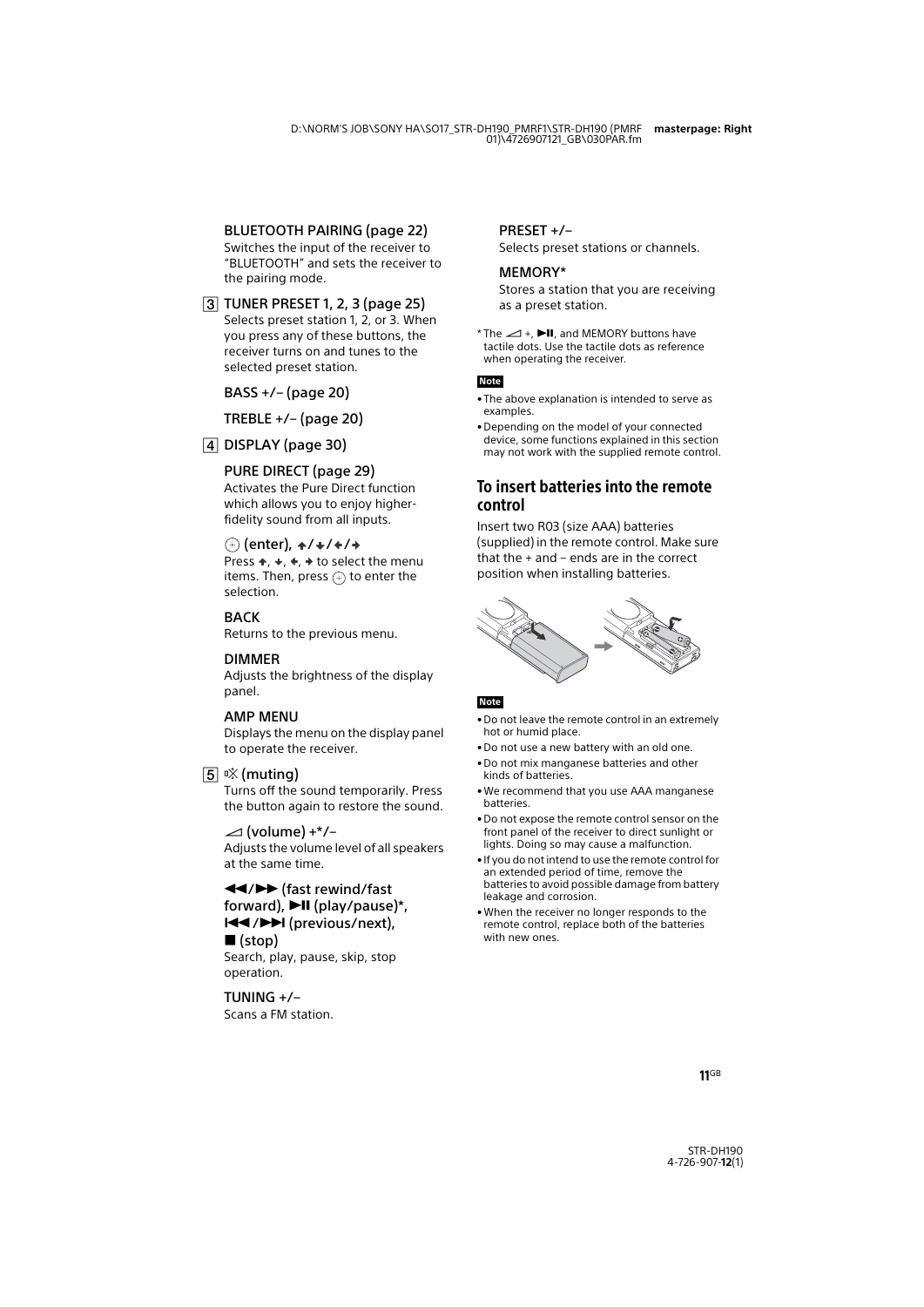**BLUETOOTH PAIRING (page 22)**
Switches the input of the receiver to "BLUETOOTH" and sets the receiver to the pairing mode.

3 **TUNER PRESET 1, 2, 3 (page 25)**
Selects preset station 1, 2, or 3. When you press any of these buttons, the receiver turns on and tunes to the selected preset station.

**BASS +/– (page 20)**

**TREBLE +/– (page 20)**

4 **DISPLAY (page 30)**

**PURE DIRECT (page 29)**
Activates the Pure Direct function which allows you to enjoy higher-fidelity sound from all inputs.

**⊕ (enter), ↑/↓/←/→**
Press ↑, ↓, ←, → to select the menu items. Then, press ⊕ to enter the selection.

**BACK**
Returns to the previous menu.

**DIMMER**
Adjusts the brightness of the display panel.

**AMP MENU**
Displays the menu on the display panel to operate the receiver.

5 **🔇 (muting)**
Turns off the sound temporarily. Press the button again to restore the sound.

**◿ (volume) +*/–**
Adjusts the volume level of all speakers at the same time.

**◀◀/▶▶ (fast rewind/fast forward), ▶II (play/pause)*, I◀◀/▶▶I (previous/next), ■ (stop)**
Search, play, pause, skip, stop operation.

**TUNING +/–**
Scans a FM station.

**PRESET +/–**
Selects preset stations or channels.

**MEMORY***
Stores a station that you are receiving as a preset station.

* The ◿ +, ▶II, and MEMORY buttons have tactile dots. Use the tactile dots as reference when operating the receiver.

**Note**

- The above explanation is intended to serve as examples.
- Depending on the model of your connected device, some functions explained in this section may not work with the supplied remote control.

## To insert batteries into the remote control

Insert two R03 (size AAA) batteries (supplied) in the remote control. Make sure that the + and – ends are in the correct position when installing batteries.

**Note**

- Do not leave the remote control in an extremely hot or humid place.
- Do not use a new battery with an old one.
- Do not mix manganese batteries and other kinds of batteries.
- We recommend that you use AAA manganese batteries.
- Do not expose the remote control sensor on the front panel of the receiver to direct sunlight or lights. Doing so may cause a malfunction.
- If you do not intend to use the remote control for an extended period of time, remove the batteries to avoid possible damage from battery leakage and corrosion.
- When the receiver no longer responds to the remote control, replace both of the batteries with new ones.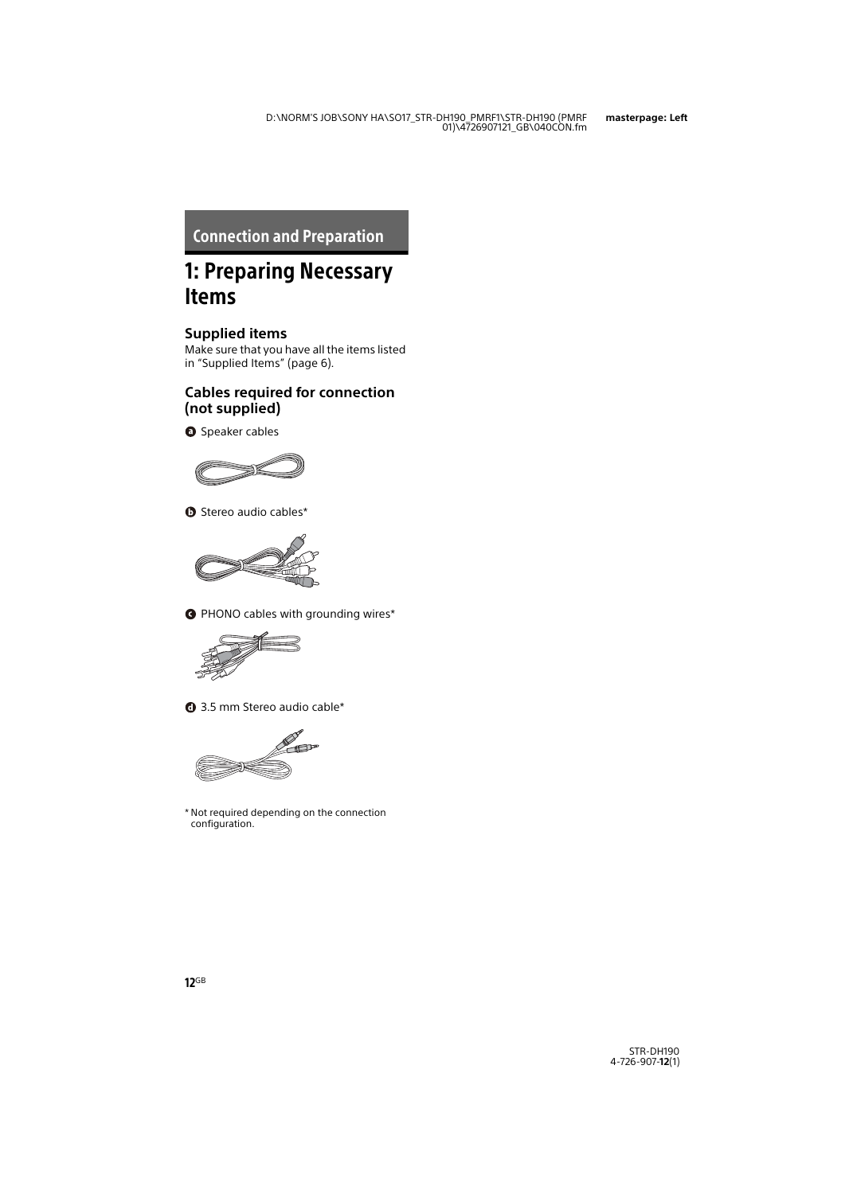## Connection and Preparation

# 1: Preparing Necessary Items

### Supplied items

Make sure that you have all the items listed in "Supplied Items" (page 6).

### Cables required for connection (not supplied)

**a** Speaker cables

**b** Stereo audio cables*

**c** PHONO cables with grounding wires*

**d** 3.5 mm Stereo audio cable*

\* Not required depending on the connection configuration.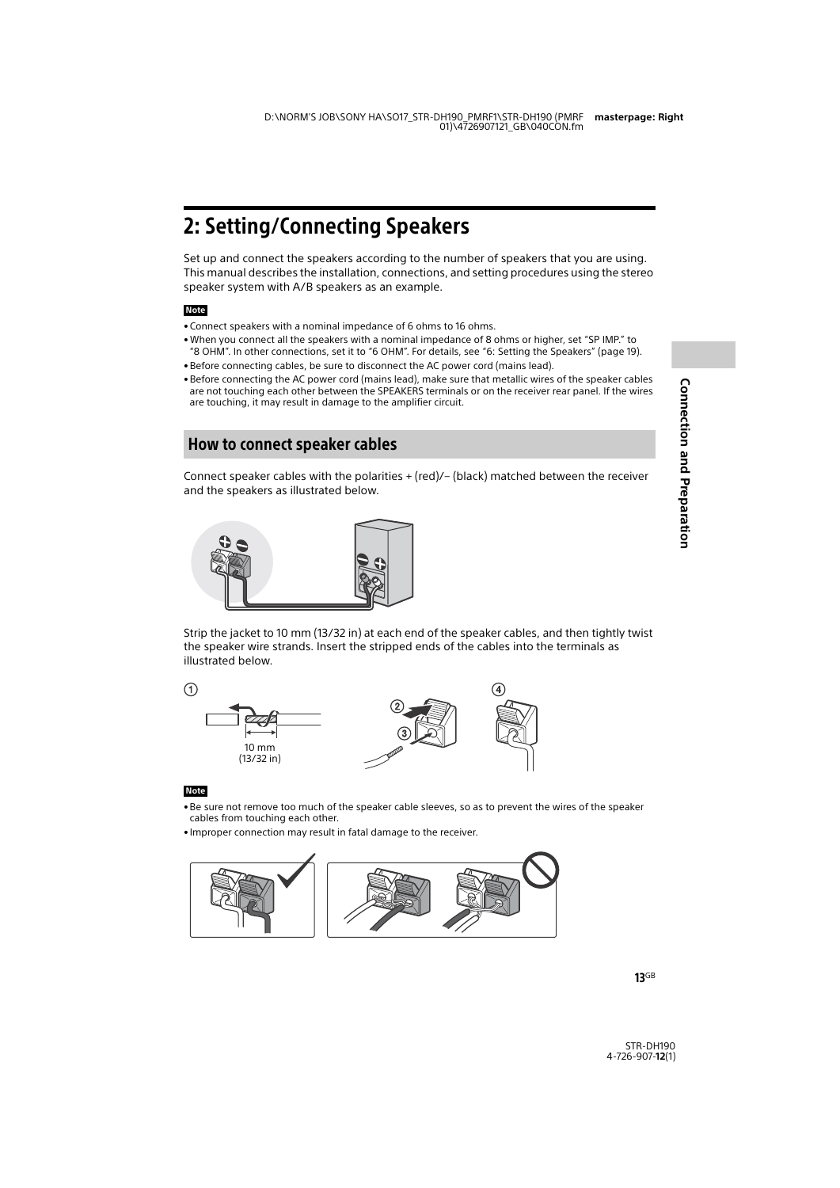# 2: Setting/Connecting Speakers

Set up and connect the speakers according to the number of speakers that you are using. This manual describes the installation, connections, and setting procedures using the stereo speaker system with A/B speakers as an example.

**Note**

- Connect speakers with a nominal impedance of 6 ohms to 16 ohms.
- When you connect all the speakers with a nominal impedance of 8 ohms or higher, set "SP IMP." to "8 OHM". In other connections, set it to "6 OHM". For details, see "6: Setting the Speakers" (page 19).
- Before connecting cables, be sure to disconnect the AC power cord (mains lead).
- Before connecting the AC power cord (mains lead), make sure that metallic wires of the speaker cables are not touching each other between the SPEAKERS terminals or on the receiver rear panel. If the wires are touching, it may result in damage to the amplifier circuit.

## How to connect speaker cables

Connect speaker cables with the polarities + (red)/– (black) matched between the receiver and the speakers as illustrated below.

Strip the jacket to 10 mm (13/32 in) at each end of the speaker cables, and then tightly twist the speaker wire strands. Insert the stripped ends of the cables into the terminals as illustrated below.

10 mm
(13/32 in)

**Note**

- Be sure not remove too much of the speaker cable sleeves, so as to prevent the wires of the speaker cables from touching each other.
- Improper connection may result in fatal damage to the receiver.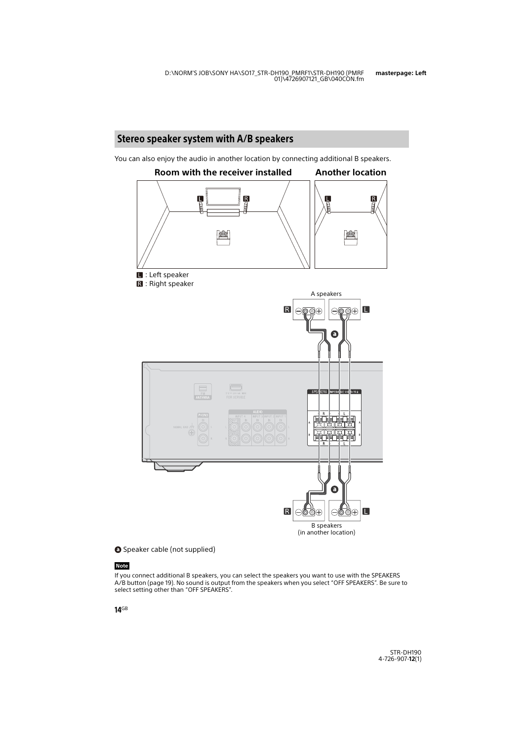## Stereo speaker system with A/B speakers

You can also enjoy the audio in another location by connecting additional B speakers.

**Room with the receiver installed** **Another location**

L : Left speaker
R : Right speaker

A speakers

B speakers (in another location)

a Speaker cable (not supplied)

**Note**

If you connect additional B speakers, you can select the speakers you want to use with the SPEAKERS A/B button (page 19). No sound is output from the speakers when you select “OFF SPEAKERS”. Be sure to select setting other than “OFF SPEAKERS”.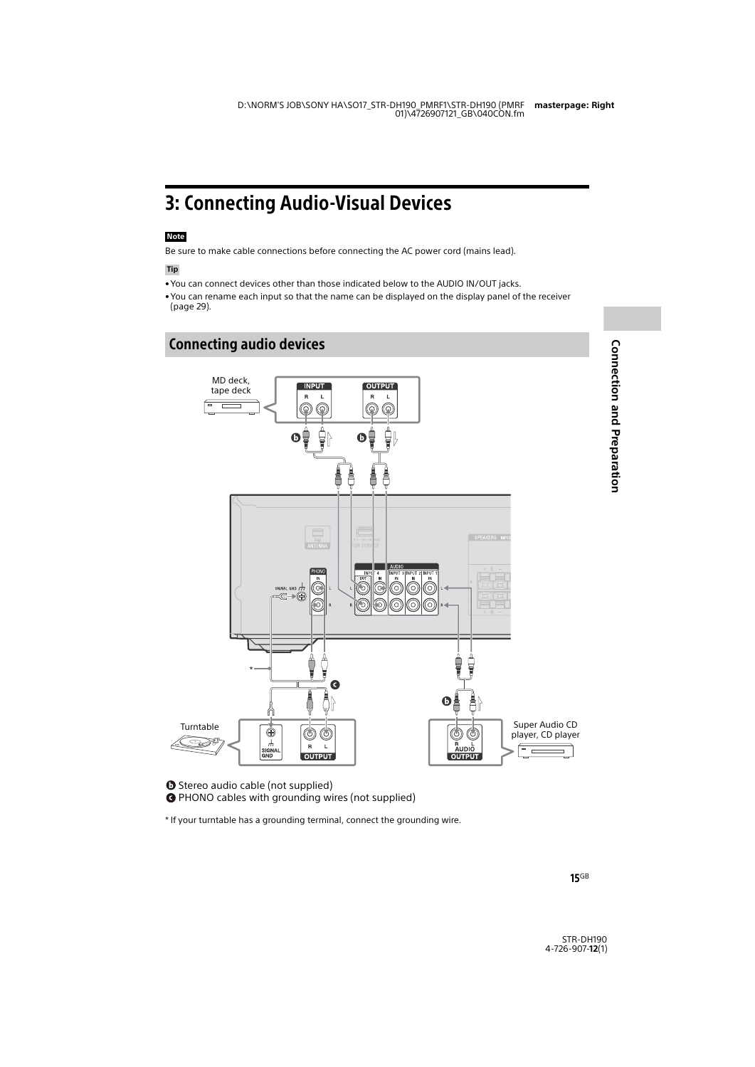# 3: Connecting Audio-Visual Devices

**Note**

Be sure to make cable connections before connecting the AC power cord (mains lead).

**Tip**

- You can connect devices other than those indicated below to the AUDIO IN/OUT jacks.
- You can rename each input so that the name can be displayed on the display panel of the receiver (page 29).

## Connecting audio devices

Ⓑ Stereo audio cable (not supplied)
Ⓒ PHONO cables with grounding wires (not supplied)

* If your turntable has a grounding terminal, connect the grounding wire.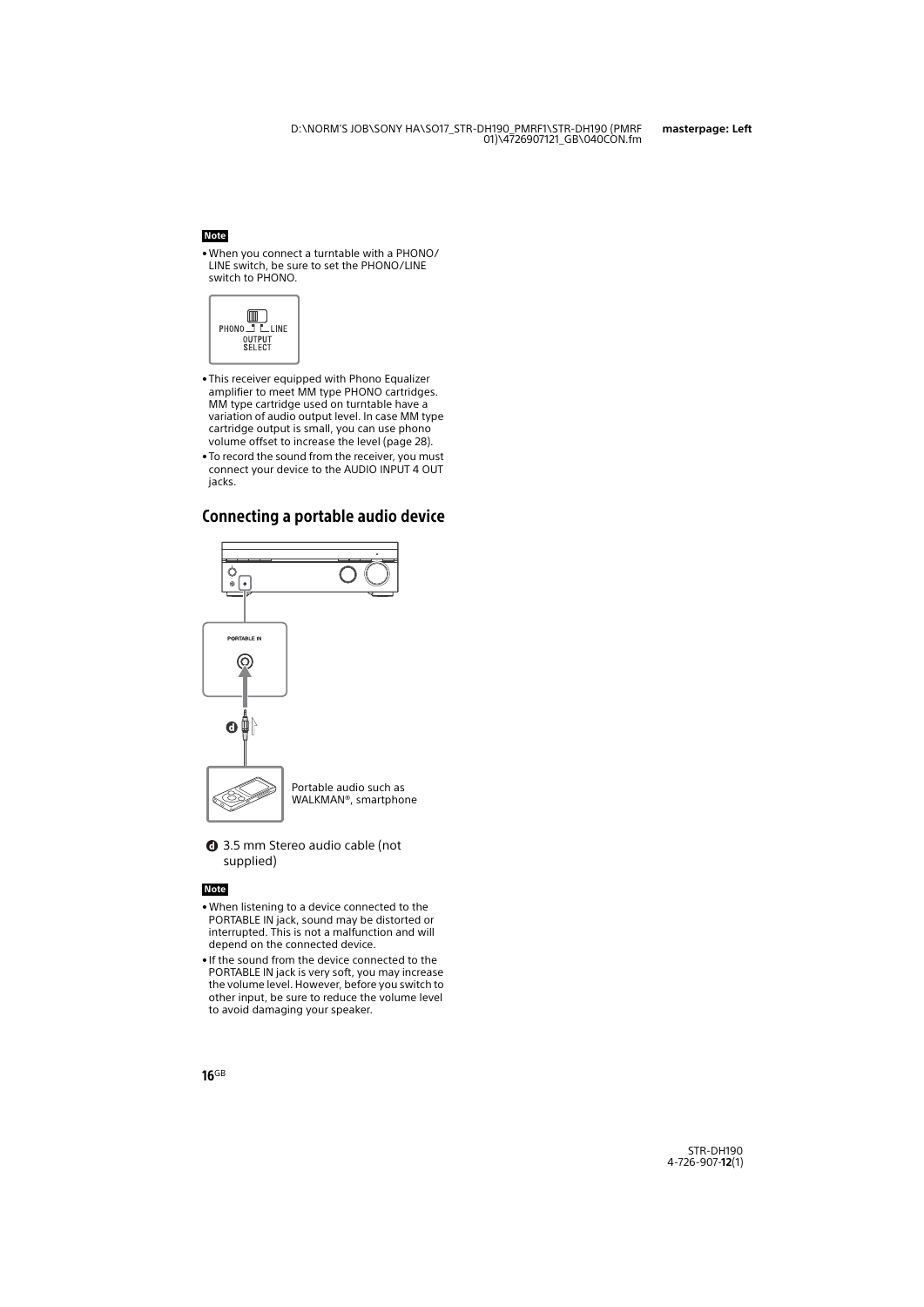**Note**

- When you connect a turntable with a PHONO/LINE switch, be sure to set the PHONO/LINE switch to PHONO.
- This receiver equipped with Phono Equalizer amplifier to meet MM type PHONO cartridges. MM type cartridge used on turntable have a variation of audio output level. In case MM type cartridge output is small, you can use phono volume offset to increase the level (page 28).
- To record the sound from the receiver, you must connect your device to the AUDIO INPUT 4 OUT jacks.

## Connecting a portable audio device

Portable audio such as WALKMAN®, smartphone

**d** 3.5 mm Stereo audio cable (not supplied)

**Note**

- When listening to a device connected to the PORTABLE IN jack, sound may be distorted or interrupted. This is not a malfunction and will depend on the connected device.
- If the sound from the device connected to the PORTABLE IN jack is very soft, you may increase the volume level. However, before you switch to other input, be sure to reduce the volume level to avoid damaging your speaker.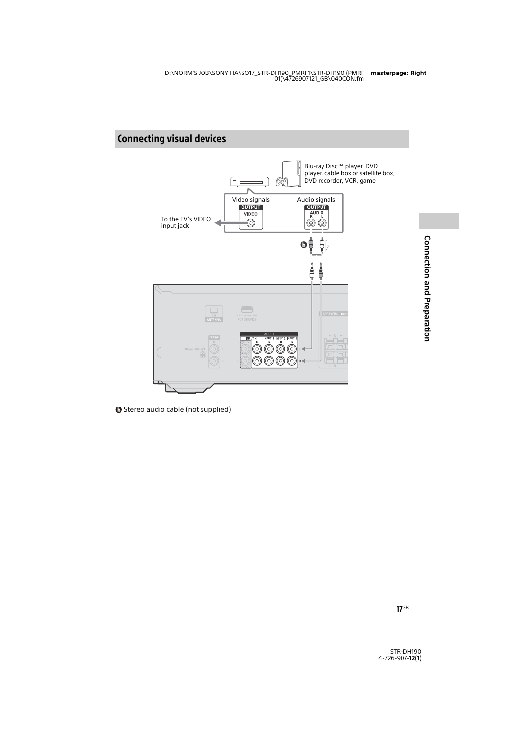## Connecting visual devices

Blu-ray Disc™ player, DVD player, cable box or satellite box, DVD recorder, VCR, game

Video signals

Audio signals

To the TV's VIDEO input jack

Ⓑ Stereo audio cable (not supplied)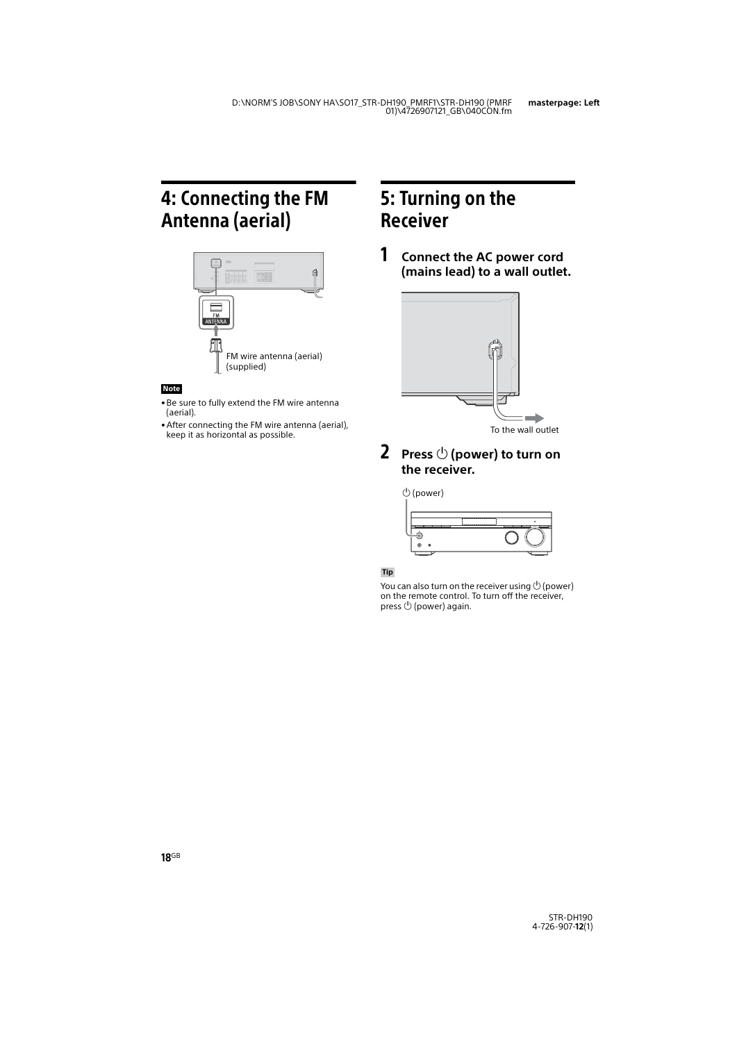# 4: Connecting the FM Antenna (aerial)

FM ANTENNA

FM wire antenna (aerial) (supplied)

**Note**

- Be sure to fully extend the FM wire antenna (aerial).
- After connecting the FM wire antenna (aerial), keep it as horizontal as possible.

# 5: Turning on the Receiver

**1 Connect the AC power cord (mains lead) to a wall outlet.**

To the wall outlet

**2 Press ⏻ (power) to turn on the receiver.**

⏻ (power)

**Tip**

You can also turn on the receiver using ⏻ (power) on the remote control. To turn off the receiver, press ⏻ (power) again.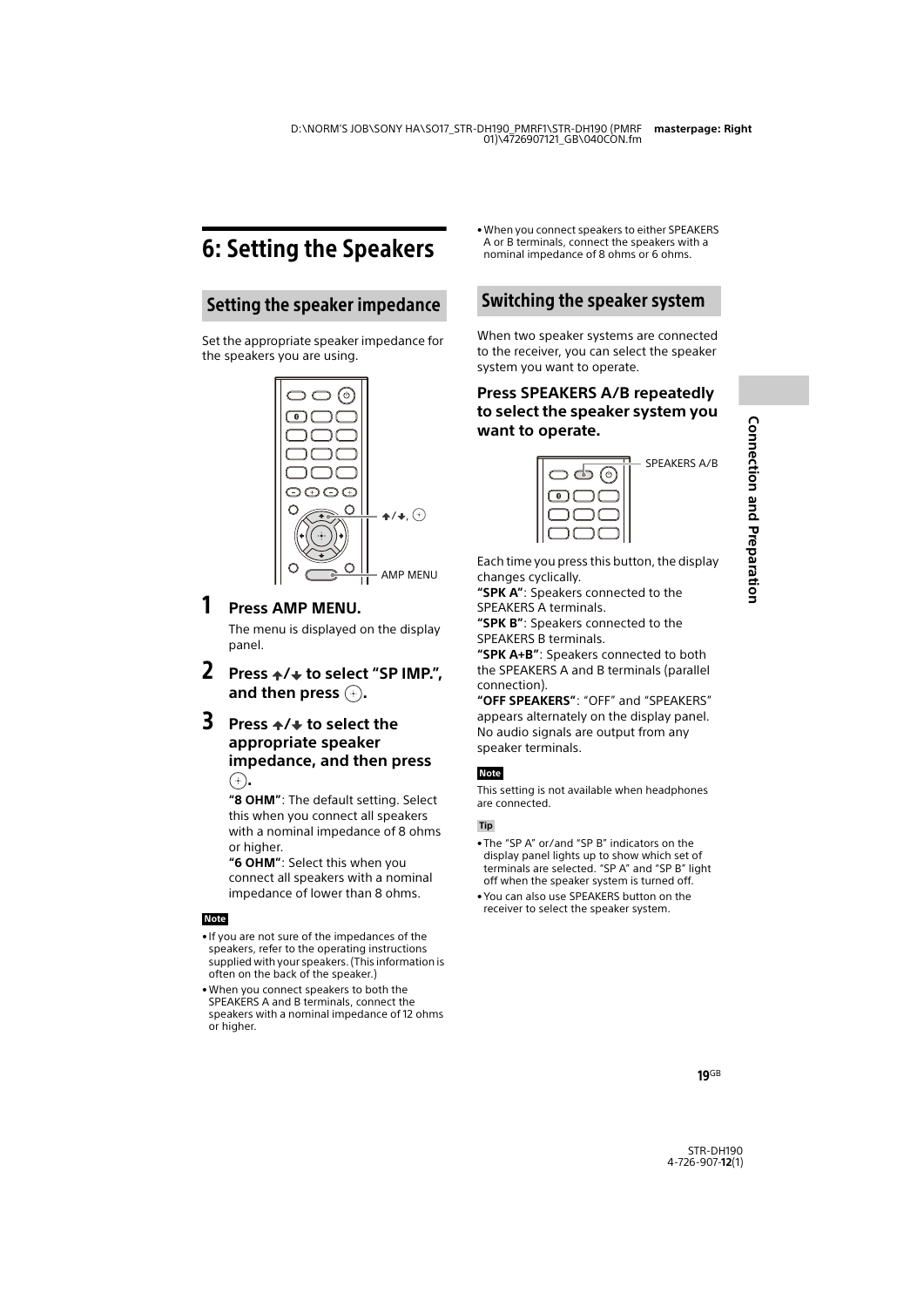# 6: Setting the Speakers

## Setting the speaker impedance

Set the appropriate speaker impedance for the speakers you are using.

**1 Press AMP MENU.**

The menu is displayed on the display panel.

**2 Press ↑/↓ to select "SP IMP.", and then press ⊕.**

**3 Press ↑/↓ to select the appropriate speaker impedance, and then press ⊕.**

**"8 OHM"**: The default setting. Select this when you connect all speakers with a nominal impedance of 8 ohms or higher.

**"6 OHM"**: Select this when you connect all speakers with a nominal impedance of lower than 8 ohms.

**Note**

- If you are not sure of the impedances of the speakers, refer to the operating instructions supplied with your speakers. (This information is often on the back of the speaker.)
- When you connect speakers to both the SPEAKERS A and B terminals, connect the speakers with a nominal impedance of 12 ohms or higher.
- When you connect speakers to either SPEAKERS A or B terminals, connect the speakers with a nominal impedance of 8 ohms or 6 ohms.

## Switching the speaker system

When two speaker systems are connected to the receiver, you can select the speaker system you want to operate.

### Press SPEAKERS A/B repeatedly to select the speaker system you want to operate.

Each time you press this button, the display changes cyclically.

**"SPK A"**: Speakers connected to the SPEAKERS A terminals.

**"SPK B"**: Speakers connected to the SPEAKERS B terminals.

**"SPK A+B"**: Speakers connected to both the SPEAKERS A and B terminals (parallel connection).

**"OFF SPEAKERS"**: "OFF" and "SPEAKERS" appears alternately on the display panel. No audio signals are output from any speaker terminals.

**Note**

This setting is not available when headphones are connected.

**Tip**

- The "SP A" or/and "SP B" indicators on the display panel lights up to show which set of terminals are selected. "SP A" and "SP B" light off when the speaker system is turned off.
- You can also use SPEAKERS button on the receiver to select the speaker system.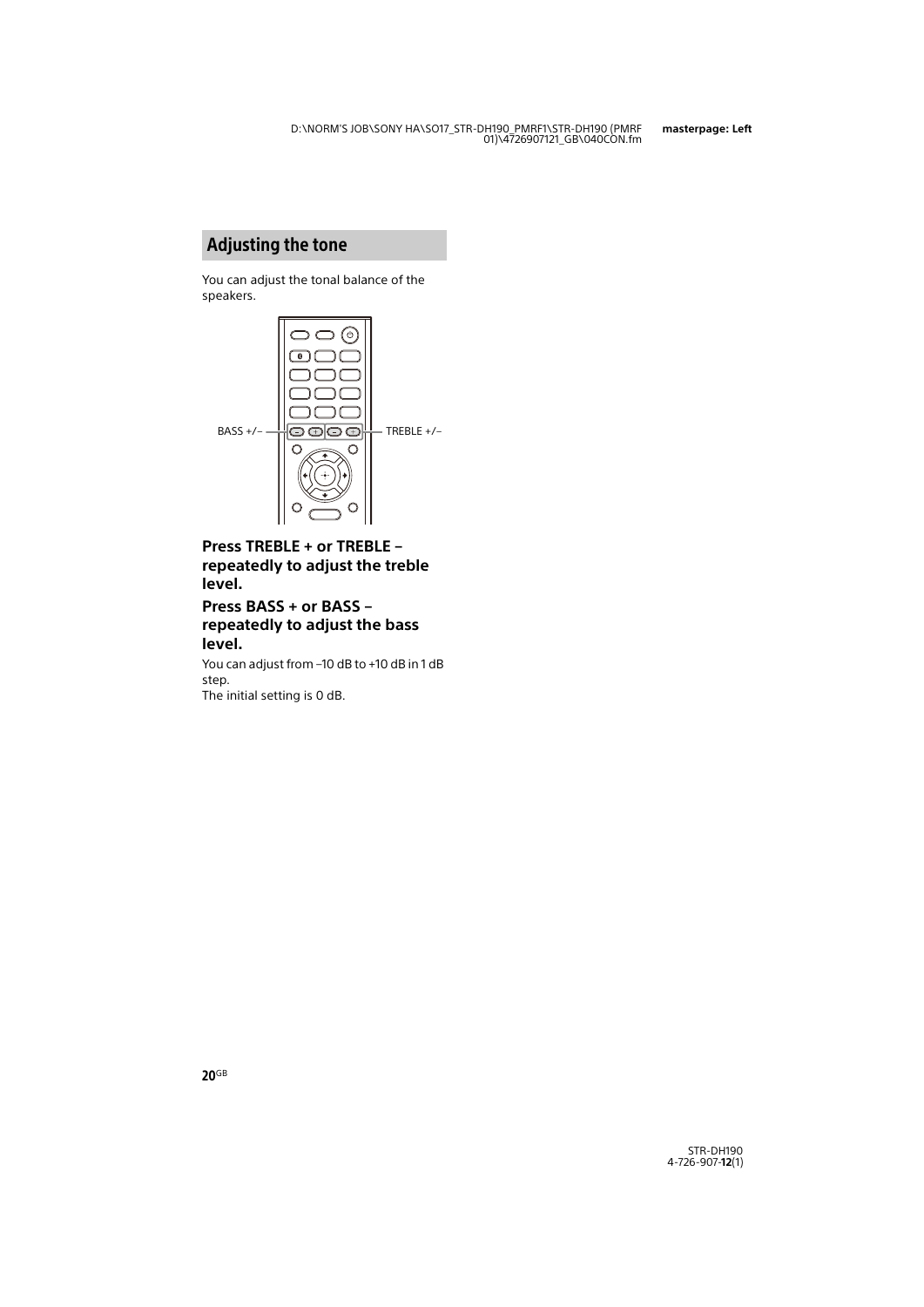## Adjusting the tone

You can adjust the tonal balance of the speakers.

BASS +/–

TREBLE +/–

### Press TREBLE + or TREBLE – repeatedly to adjust the treble level.

### Press BASS + or BASS – repeatedly to adjust the bass level.

You can adjust from –10 dB to +10 dB in 1 dB step.
The initial setting is 0 dB.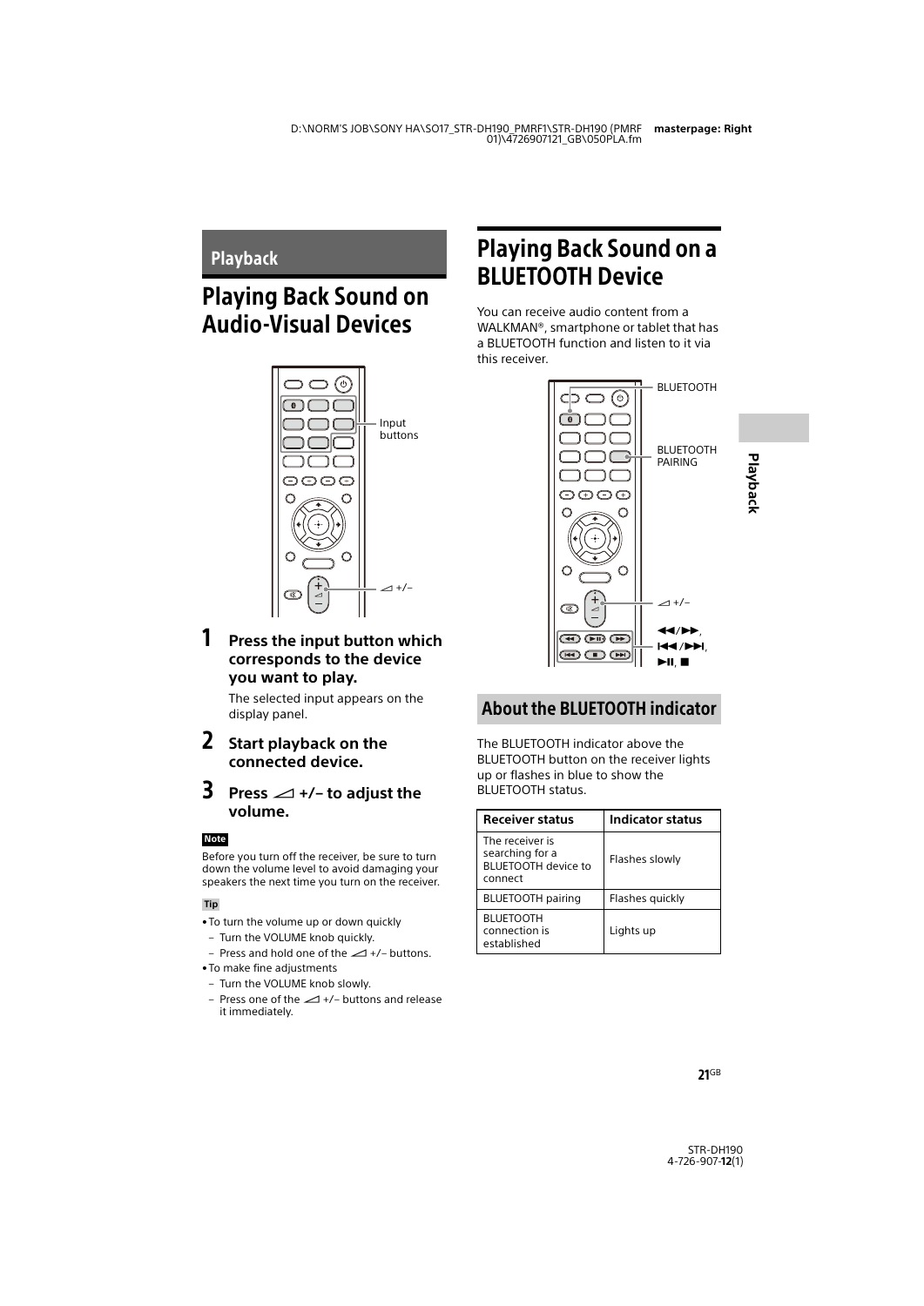## Playback

# Playing Back Sound on Audio-Visual Devices

**1 Press the input button which corresponds to the device you want to play.**

The selected input appears on the display panel.

**2 Start playback on the connected device.**

**3 Press ◿ +/– to adjust the volume.**

**Note**

Before you turn off the receiver, be sure to turn down the volume level to avoid damaging your speakers the next time you turn on the receiver.

**Tip**

- To turn the volume up or down quickly
  - Turn the VOLUME knob quickly.
  - Press and hold one of the ◿ +/– buttons.
- To make fine adjustments
  - Turn the VOLUME knob slowly.
  - Press one of the ◿ +/– buttons and release it immediately.

# Playing Back Sound on a BLUETOOTH Device

You can receive audio content from a WALKMAN®, smartphone or tablet that has a BLUETOOTH function and listen to it via this receiver.

## About the BLUETOOTH indicator

The BLUETOOTH indicator above the BLUETOOTH button on the receiver lights up or flashes in blue to show the BLUETOOTH status.

| Receiver status | Indicator status |
|---|---|
| The receiver is searching for a BLUETOOTH device to connect | Flashes slowly |
| BLUETOOTH pairing | Flashes quickly |
| BLUETOOTH connection is established | Lights up |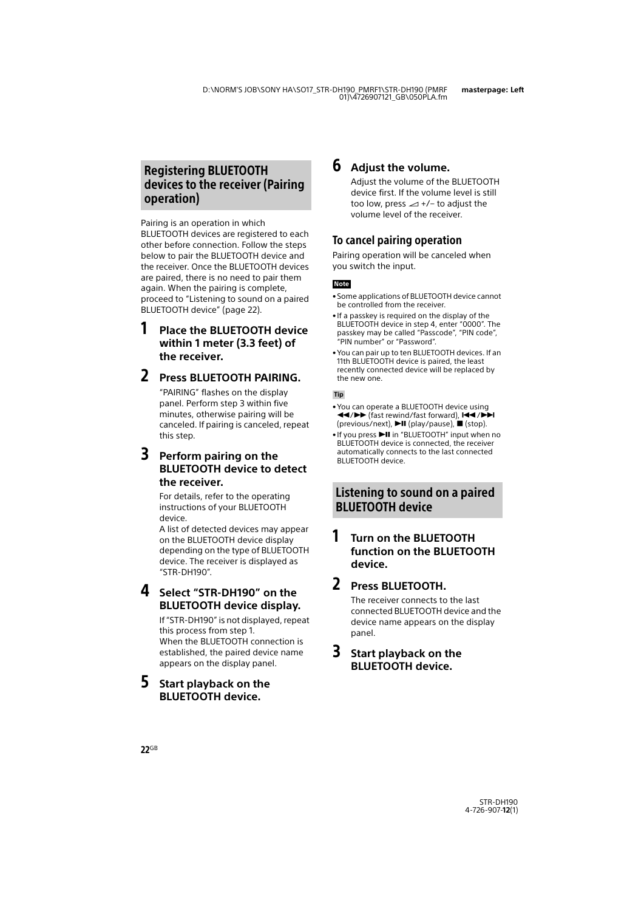## Registering BLUETOOTH devices to the receiver (Pairing operation)

Pairing is an operation in which BLUETOOTH devices are registered to each other before connection. Follow the steps below to pair the BLUETOOTH device and the receiver. Once the BLUETOOTH devices are paired, there is no need to pair them again. When the pairing is complete, proceed to "Listening to sound on a paired BLUETOOTH device" (page 22).

**1 Place the BLUETOOTH device within 1 meter (3.3 feet) of the receiver.**

**2 Press BLUETOOTH PAIRING.**

"PAIRING" flashes on the display panel. Perform step 3 within five minutes, otherwise pairing will be canceled. If pairing is canceled, repeat this step.

**3 Perform pairing on the BLUETOOTH device to detect the receiver.**

For details, refer to the operating instructions of your BLUETOOTH device.
A list of detected devices may appear on the BLUETOOTH device display depending on the type of BLUETOOTH device. The receiver is displayed as "STR-DH190".

**4 Select "STR-DH190" on the BLUETOOTH device display.**

If "STR-DH190" is not displayed, repeat this process from step 1.
When the BLUETOOTH connection is established, the paired device name appears on the display panel.

**5 Start playback on the BLUETOOTH device.**

**6 Adjust the volume.**

Adjust the volume of the BLUETOOTH device first. If the volume level is still too low, press ◢ +/– to adjust the volume level of the receiver.

### To cancel pairing operation

Pairing operation will be canceled when you switch the input.

**Note**

- Some applications of BLUETOOTH device cannot be controlled from the receiver.
- If a passkey is required on the display of the BLUETOOTH device in step 4, enter "0000". The passkey may be called "Passcode", "PIN code", "PIN number" or "Password".
- You can pair up to ten BLUETOOTH devices. If an 11th BLUETOOTH device is paired, the least recently connected device will be replaced by the new one.

**Tip**

- You can operate a BLUETOOTH device using ◀◀/▶▶ (fast rewind/fast forward), ⏮/⏭ (previous/next), ▶II (play/pause), ■ (stop).
- If you press ▶II in "BLUETOOTH" input when no BLUETOOTH device is connected, the receiver automatically connects to the last connected BLUETOOTH device.

## Listening to sound on a paired BLUETOOTH device

**1 Turn on the BLUETOOTH function on the BLUETOOTH device.**

**2 Press BLUETOOTH.**

The receiver connects to the last connected BLUETOOTH device and the device name appears on the display panel.

**3 Start playback on the BLUETOOTH device.**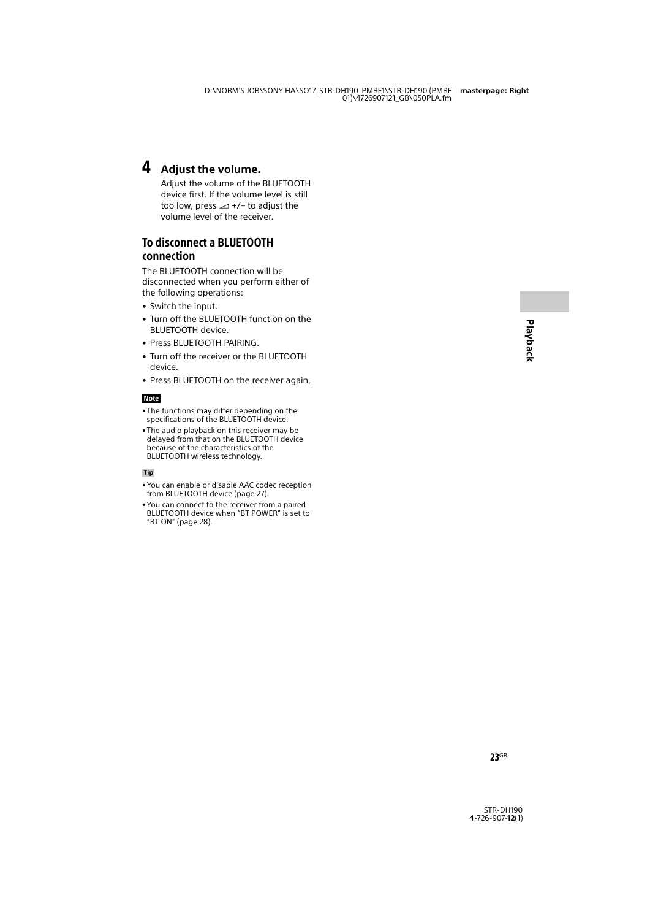## 4 Adjust the volume.

Adjust the volume of the BLUETOOTH device first. If the volume level is still too low, press ⊿ +/– to adjust the volume level of the receiver.

## To disconnect a BLUETOOTH connection

The BLUETOOTH connection will be disconnected when you perform either of the following operations:

- Switch the input.
- Turn off the BLUETOOTH function on the BLUETOOTH device.
- Press BLUETOOTH PAIRING.
- Turn off the receiver or the BLUETOOTH device.
- Press BLUETOOTH on the receiver again.

**Note**

- The functions may differ depending on the specifications of the BLUETOOTH device.
- The audio playback on this receiver may be delayed from that on the BLUETOOTH device because of the characteristics of the BLUETOOTH wireless technology.

**Tip**

- You can enable or disable AAC codec reception from BLUETOOTH device (page 27).
- You can connect to the receiver from a paired BLUETOOTH device when "BT POWER" is set to "BT ON" (page 28).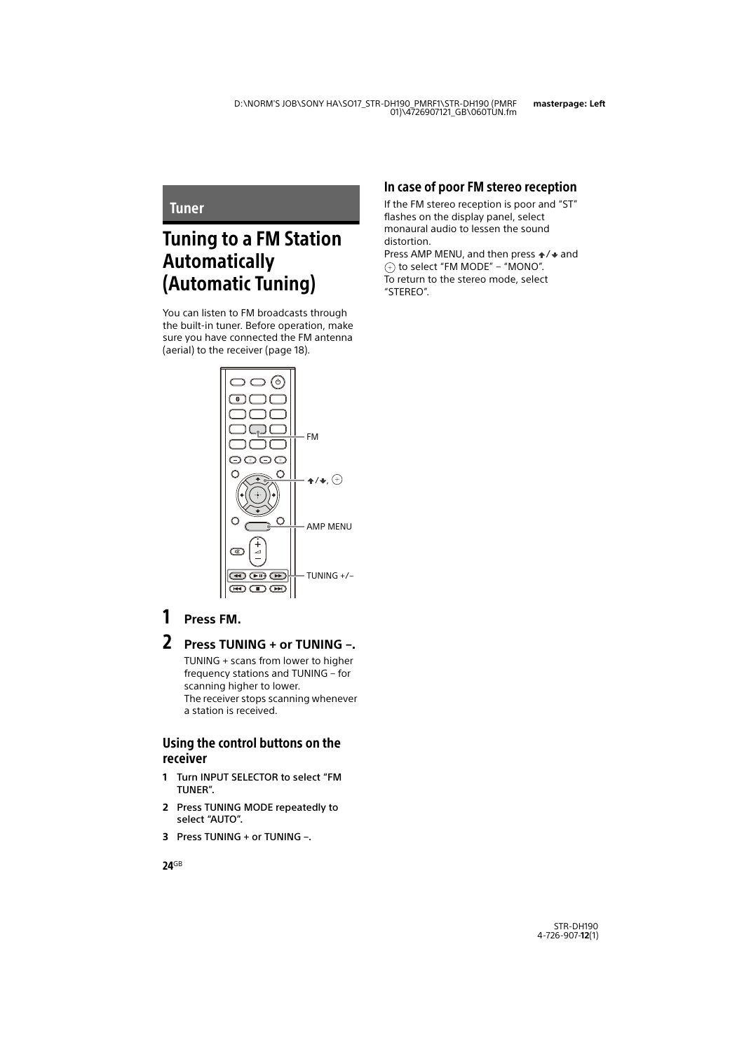## Tuner

# Tuning to a FM Station Automatically (Automatic Tuning)

You can listen to FM broadcasts through the built-in tuner. Before operation, make sure you have connected the FM antenna (aerial) to the receiver (page 18).

FM

↑/↓, ⊕

AMP MENU

TUNING +/–

**1 Press FM.**

**2 Press TUNING + or TUNING –.**

TUNING + scans from lower to higher frequency stations and TUNING – for scanning higher to lower.
The receiver stops scanning whenever a station is received.

### Using the control buttons on the receiver

1. **Turn INPUT SELECTOR to select “FM TUNER”.**
2. **Press TUNING MODE repeatedly to select “AUTO”.**
3. **Press TUNING + or TUNING –.**

### In case of poor FM stereo reception

If the FM stereo reception is poor and “ST” flashes on the display panel, select monaural audio to lessen the sound distortion.
Press AMP MENU, and then press ↑/↓ and ⊕ to select “FM MODE” – “MONO”.
To return to the stereo mode, select “STEREO”.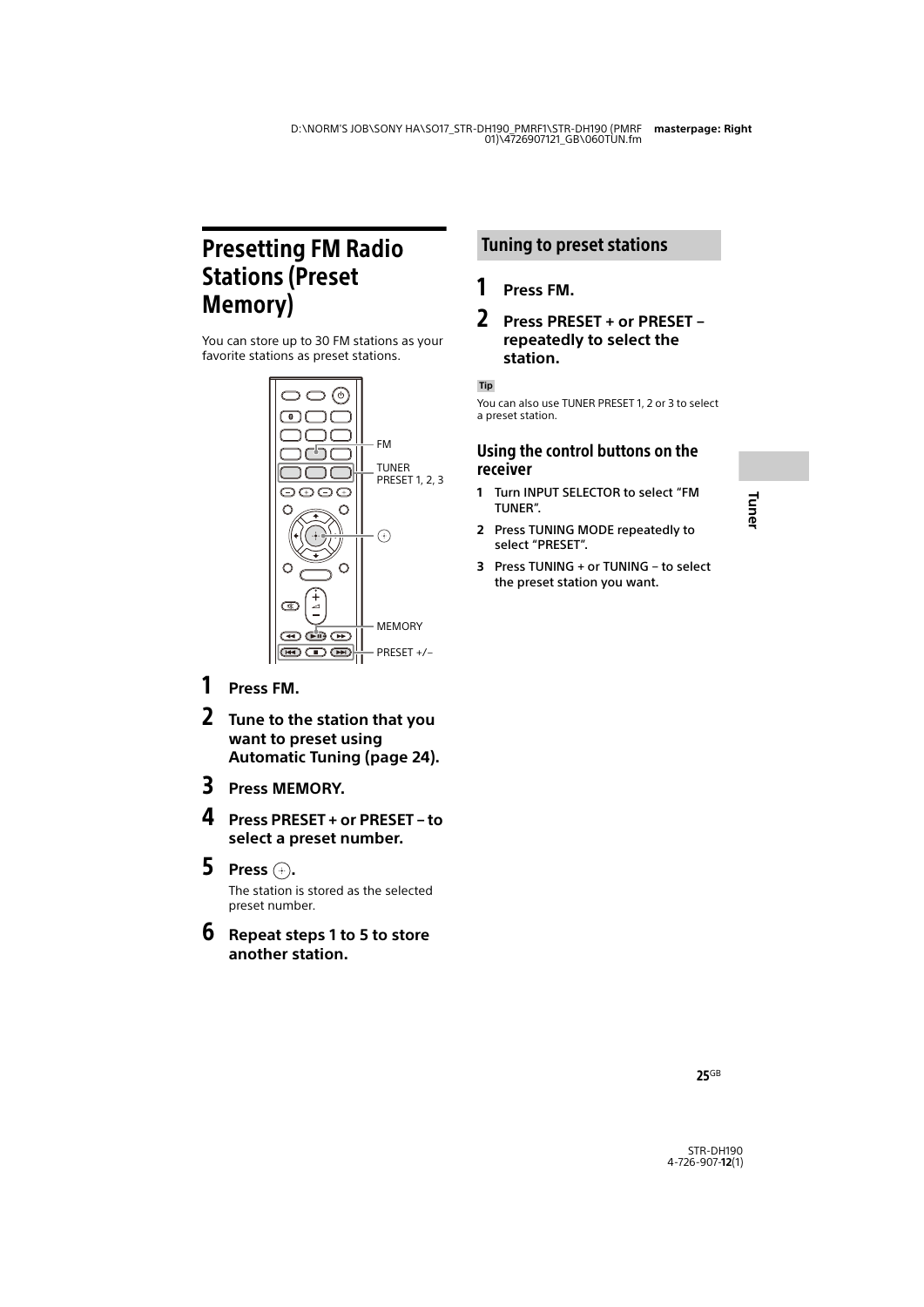# Presetting FM Radio Stations (Preset Memory)

You can store up to 30 FM stations as your favorite stations as preset stations.

FM

TUNER PRESET 1, 2, 3

MEMORY

PRESET +/–

**1 Press FM.**

**2 Tune to the station that you want to preset using Automatic Tuning (page 24).**

**3 Press MEMORY.**

**4 Press PRESET + or PRESET – to select a preset number.**

**5 Press ⊕.**

The station is stored as the selected preset number.

**6 Repeat steps 1 to 5 to store another station.**

## Tuning to preset stations

**1 Press FM.**

**2 Press PRESET + or PRESET – repeatedly to select the station.**

**Tip**

You can also use TUNER PRESET 1, 2 or 3 to select a preset station.

### Using the control buttons on the receiver

1. Turn INPUT SELECTOR to select "FM TUNER".
2. Press TUNING MODE repeatedly to select "PRESET".
3. Press TUNING + or TUNING – to select the preset station you want.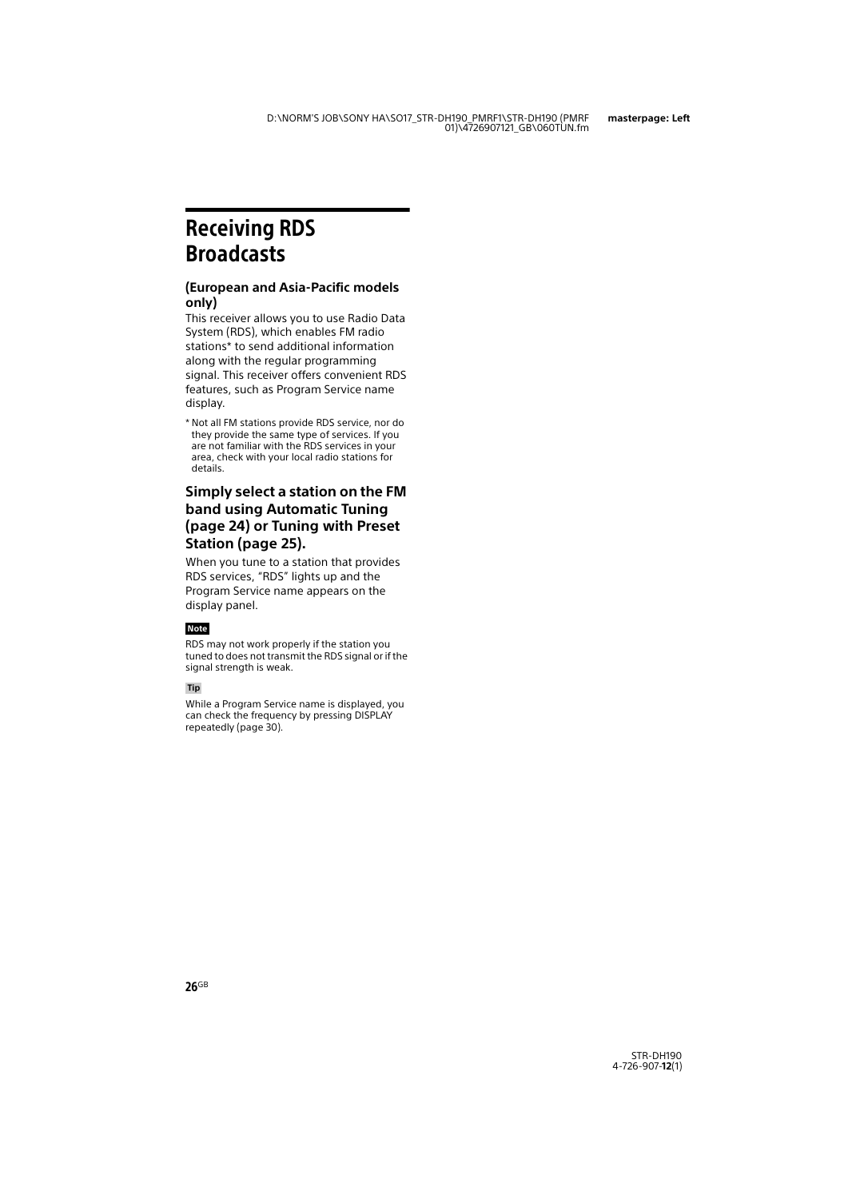# Receiving RDS Broadcasts

**(European and Asia-Pacific models only)**

This receiver allows you to use Radio Data System (RDS), which enables FM radio stations* to send additional information along with the regular programming signal. This receiver offers convenient RDS features, such as Program Service name display.

* Not all FM stations provide RDS service, nor do they provide the same type of services. If you are not familiar with the RDS services in your area, check with your local radio stations for details.

### Simply select a station on the FM band using Automatic Tuning (page 24) or Tuning with Preset Station (page 25).

When you tune to a station that provides RDS services, "RDS" lights up and the Program Service name appears on the display panel.

**Note**

RDS may not work properly if the station you tuned to does not transmit the RDS signal or if the signal strength is weak.

**Tip**

While a Program Service name is displayed, you can check the frequency by pressing DISPLAY repeatedly (page 30).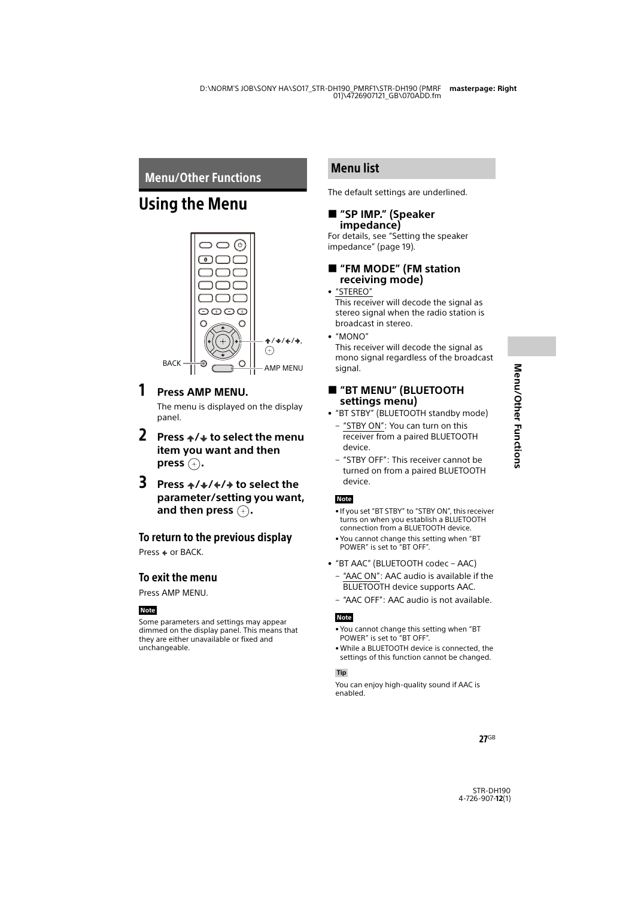## Menu/Other Functions

# Using the Menu

BACK

↑/↓/←/→, ⊕

AMP MENU

**1 Press AMP MENU.**

The menu is displayed on the display panel.

**2 Press ↑/↓ to select the menu item you want and then press ⊕.**

**3 Press ↑/↓/←/→ to select the parameter/setting you want, and then press ⊕.**

### To return to the previous display

Press ← or BACK.

### To exit the menu

Press AMP MENU.

**Note**

Some parameters and settings may appear dimmed on the display panel. This means that they are either unavailable or fixed and unchangeable.

## Menu list

The default settings are underlined.

### ■ "SP IMP." (Speaker impedance)

For details, see "Setting the speaker impedance" (page 19).

### ■ "FM MODE" (FM station receiving mode)

- "STEREO"
  This receiver will decode the signal as stereo signal when the radio station is broadcast in stereo.
- "MONO"
  This receiver will decode the signal as mono signal regardless of the broadcast signal.

### ■ "BT MENU" (BLUETOOTH settings menu)

- "BT STBY" (BLUETOOTH standby mode)
  - "STBY ON": You can turn on this receiver from a paired BLUETOOTH device.
  - "STBY OFF": This receiver cannot be turned on from a paired BLUETOOTH device.

**Note**

- If you set "BT STBY" to "STBY ON", this receiver turns on when you establish a BLUETOOTH connection from a BLUETOOTH device.
- You cannot change this setting when "BT POWER" is set to "BT OFF".

- "BT AAC" (BLUETOOTH codec – AAC)
  - "AAC ON": AAC audio is available if the BLUETOOTH device supports AAC.
  - "AAC OFF": AAC audio is not available.

**Note**

- You cannot change this setting when "BT POWER" is set to "BT OFF".
- While a BLUETOOTH device is connected, the settings of this function cannot be changed.

**Tip**

You can enjoy high-quality sound if AAC is enabled.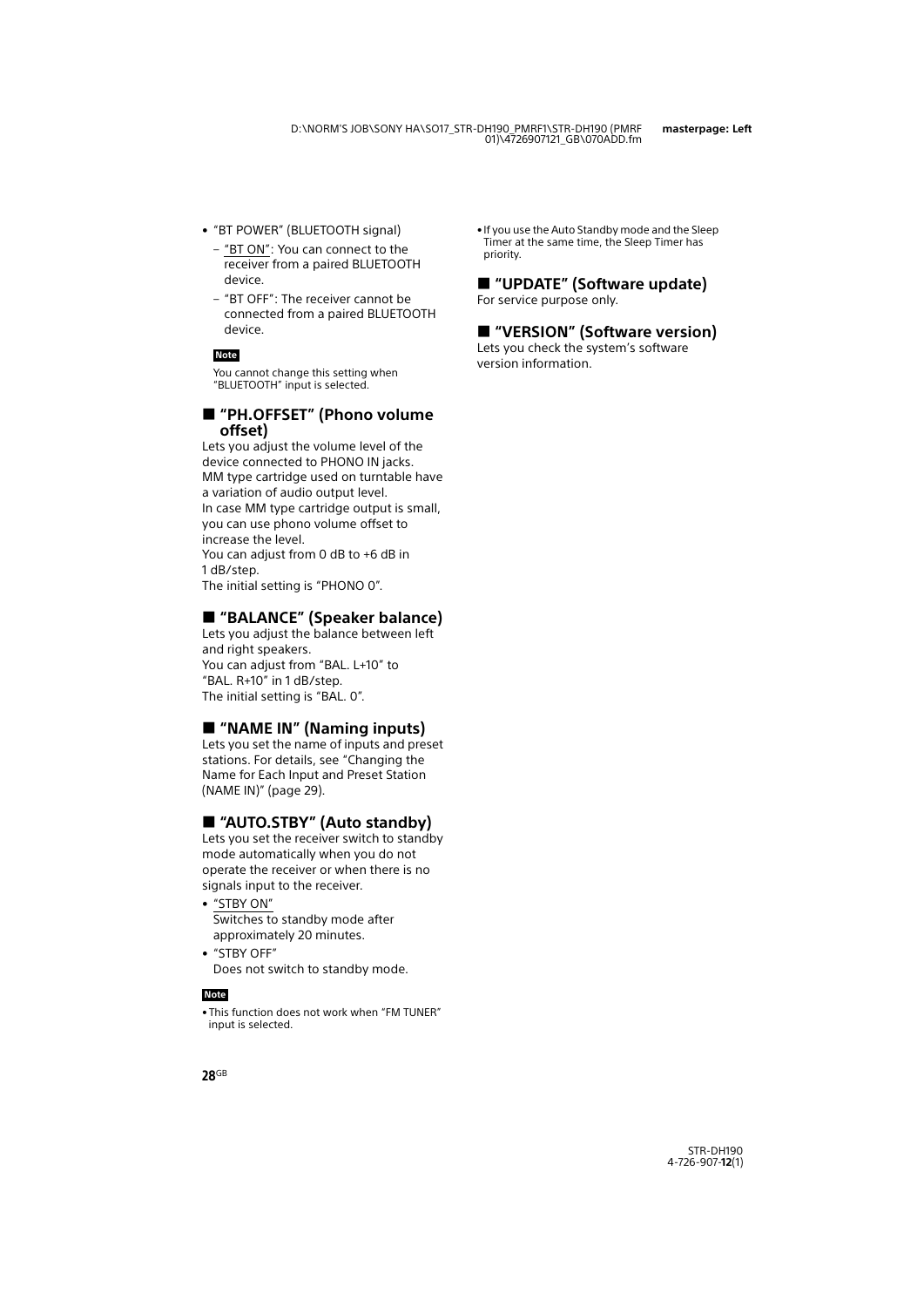- "BT POWER" (BLUETOOTH signal)
  - "BT ON": You can connect to the receiver from a paired BLUETOOTH device.
  - "BT OFF": The receiver cannot be connected from a paired BLUETOOTH device.

**Note**

You cannot change this setting when "BLUETOOTH" input is selected.

## ■ "PH.OFFSET" (Phono volume offset)

Lets you adjust the volume level of the device connected to PHONO IN jacks.
MM type cartridge used on turntable have a variation of audio output level.
In case MM type cartridge output is small, you can use phono volume offset to increase the level.
You can adjust from 0 dB to +6 dB in 1 dB/step.
The initial setting is "PHONO 0".

## ■ "BALANCE" (Speaker balance)

Lets you adjust the balance between left and right speakers.
You can adjust from "BAL. L+10" to "BAL. R+10" in 1 dB/step.
The initial setting is "BAL. 0".

## ■ "NAME IN" (Naming inputs)

Lets you set the name of inputs and preset stations. For details, see "Changing the Name for Each Input and Preset Station (NAME IN)" (page 29).

## ■ "AUTO.STBY" (Auto standby)

Lets you set the receiver switch to standby mode automatically when you do not operate the receiver or when there is no signals input to the receiver.

- "STBY ON"
  Switches to standby mode after approximately 20 minutes.
- "STBY OFF"
  Does not switch to standby mode.

**Note**

- This function does not work when "FM TUNER" input is selected.
- If you use the Auto Standby mode and the Sleep Timer at the same time, the Sleep Timer has priority.

## ■ "UPDATE" (Software update)

For service purpose only.

## ■ "VERSION" (Software version)

Lets you check the system's software version information.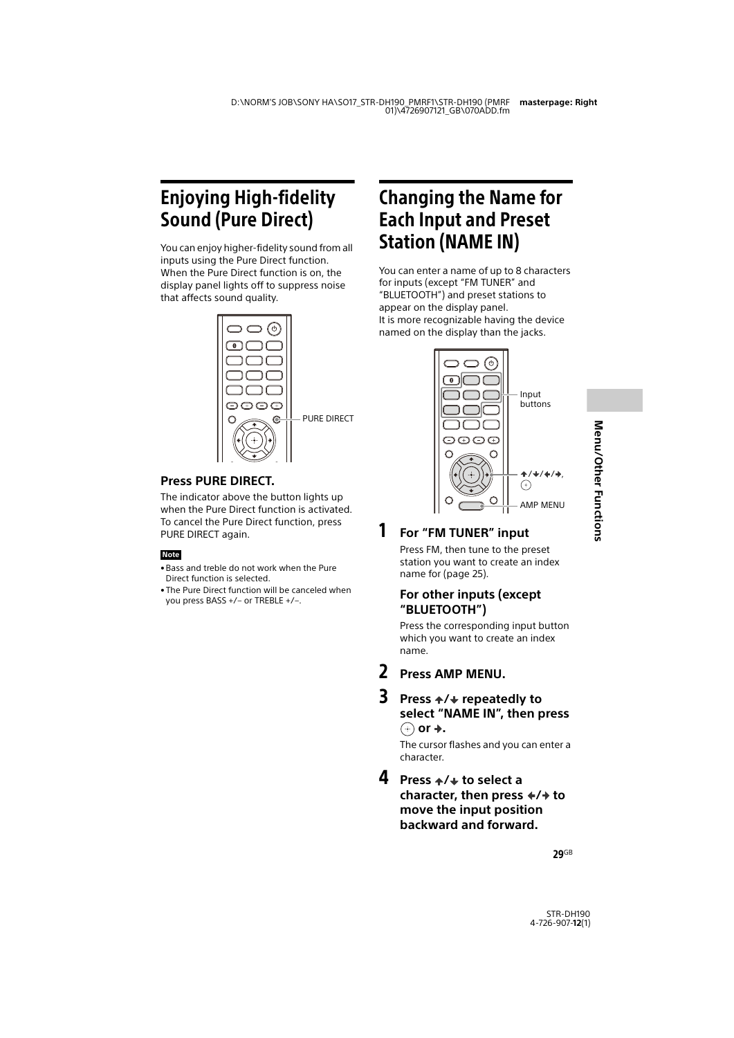# Enjoying High-fidelity Sound (Pure Direct)

You can enjoy higher-fidelity sound from all inputs using the Pure Direct function. When the Pure Direct function is on, the display panel lights off to suppress noise that affects sound quality.

PURE DIRECT

### Press PURE DIRECT.

The indicator above the button lights up when the Pure Direct function is activated. To cancel the Pure Direct function, press PURE DIRECT again.

**Note**

- Bass and treble do not work when the Pure Direct function is selected.
- The Pure Direct function will be canceled when you press BASS +/– or TREBLE +/–.

# Changing the Name for Each Input and Preset Station (NAME IN)

You can enter a name of up to 8 characters for inputs (except "FM TUNER" and "BLUETOOTH") and preset stations to appear on the display panel.
It is more recognizable having the device named on the display than the jacks.

Input buttons

↑/↓/←/→, ⊕

AMP MENU

## 1 For "FM TUNER" input

Press FM, then tune to the preset station you want to create an index name for (page 25).

### For other inputs (except "BLUETOOTH")

Press the corresponding input button which you want to create an index name.

## 2 Press AMP MENU.

## 3 Press ↑/↓ repeatedly to select "NAME IN", then press ⊕ or →.

The cursor flashes and you can enter a character.

## 4 Press ↑/↓ to select a character, then press ←/→ to move the input position backward and forward.

Menu/Other Functions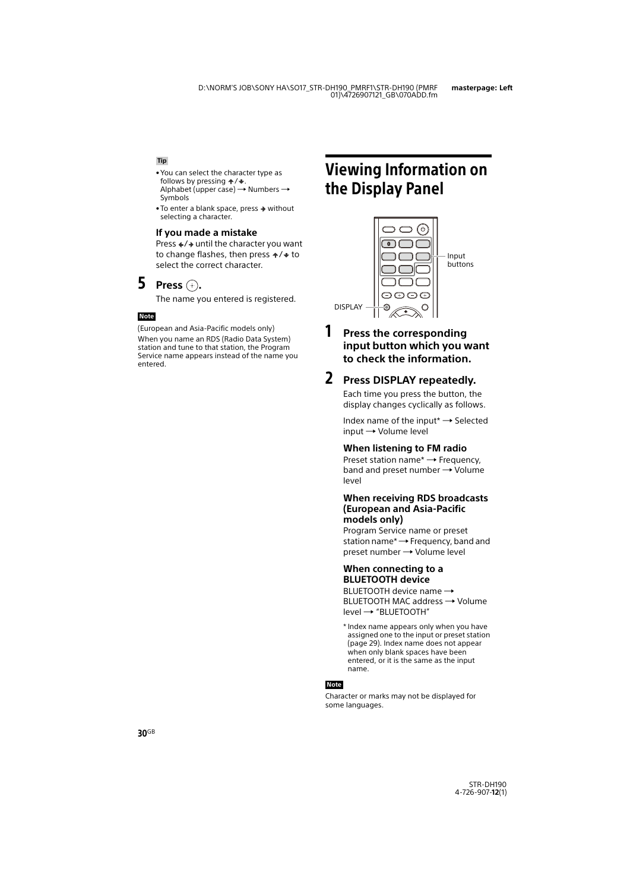**Tip**

- You can select the character type as follows by pressing ↑/↓.
  Alphabet (upper case) → Numbers → Symbols
- To enter a blank space, press → without selecting a character.

### If you made a mistake

Press ←/→ until the character you want to change flashes, then press ↑/↓ to select the correct character.

## 5 Press ⊕.

The name you entered is registered.

**Note**

(European and Asia-Pacific models only)
When you name an RDS (Radio Data System) station and tune to that station, the Program Service name appears instead of the name you entered.

# Viewing Information on the Display Panel

Input buttons

DISPLAY

## 1 Press the corresponding input button which you want to check the information.

## 2 Press DISPLAY repeatedly.

Each time you press the button, the display changes cyclically as follows.

Index name of the input* → Selected input → Volume level

### When listening to FM radio

Preset station name* → Frequency, band and preset number → Volume level

### When receiving RDS broadcasts (European and Asia-Pacific models only)

Program Service name or preset station name* → Frequency, band and preset number → Volume level

### When connecting to a BLUETOOTH device

BLUETOOTH device name → BLUETOOTH MAC address → Volume level → "BLUETOOTH"

\* Index name appears only when you have assigned one to the input or preset station (page 29). Index name does not appear when only blank spaces have been entered, or it is the same as the input name.

**Note**

Character or marks may not be displayed for some languages.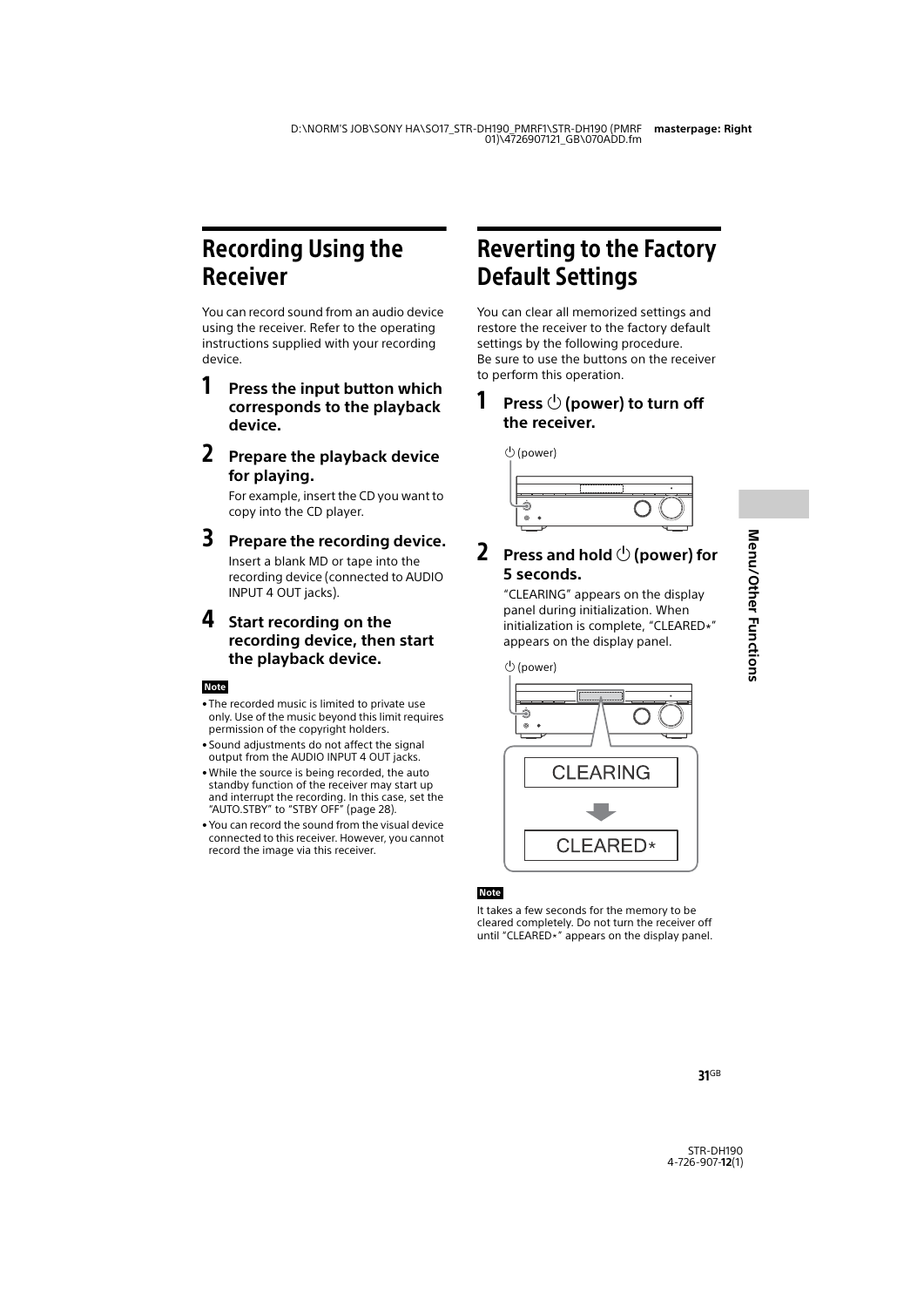# Recording Using the Receiver

You can record sound from an audio device using the receiver. Refer to the operating instructions supplied with your recording device.

**1 Press the input button which corresponds to the playback device.**

**2 Prepare the playback device for playing.**

For example, insert the CD you want to copy into the CD player.

**3 Prepare the recording device.**

Insert a blank MD or tape into the recording device (connected to AUDIO INPUT 4 OUT jacks).

**4 Start recording on the recording device, then start the playback device.**

**Note**

- The recorded music is limited to private use only. Use of the music beyond this limit requires permission of the copyright holders.
- Sound adjustments do not affect the signal output from the AUDIO INPUT 4 OUT jacks.
- While the source is being recorded, the auto standby function of the receiver may start up and interrupt the recording. In this case, set the "AUTO.STBY" to "STBY OFF" (page 28).
- You can record the sound from the visual device connected to this receiver. However, you cannot record the image via this receiver.

# Reverting to the Factory Default Settings

You can clear all memorized settings and restore the receiver to the factory default settings by the following procedure.
Be sure to use the buttons on the receiver to perform this operation.

**1 Press ⏻ (power) to turn off the receiver.**

⏻ (power)

**2 Press and hold ⏻ (power) for 5 seconds.**

"CLEARING" appears on the display panel during initialization. When initialization is complete, "CLEARED*" appears on the display panel.

⏻ (power)

CLEARING

CLEARED*

**Note**

It takes a few seconds for the memory to be cleared completely. Do not turn the receiver off until "CLEARED*" appears on the display panel.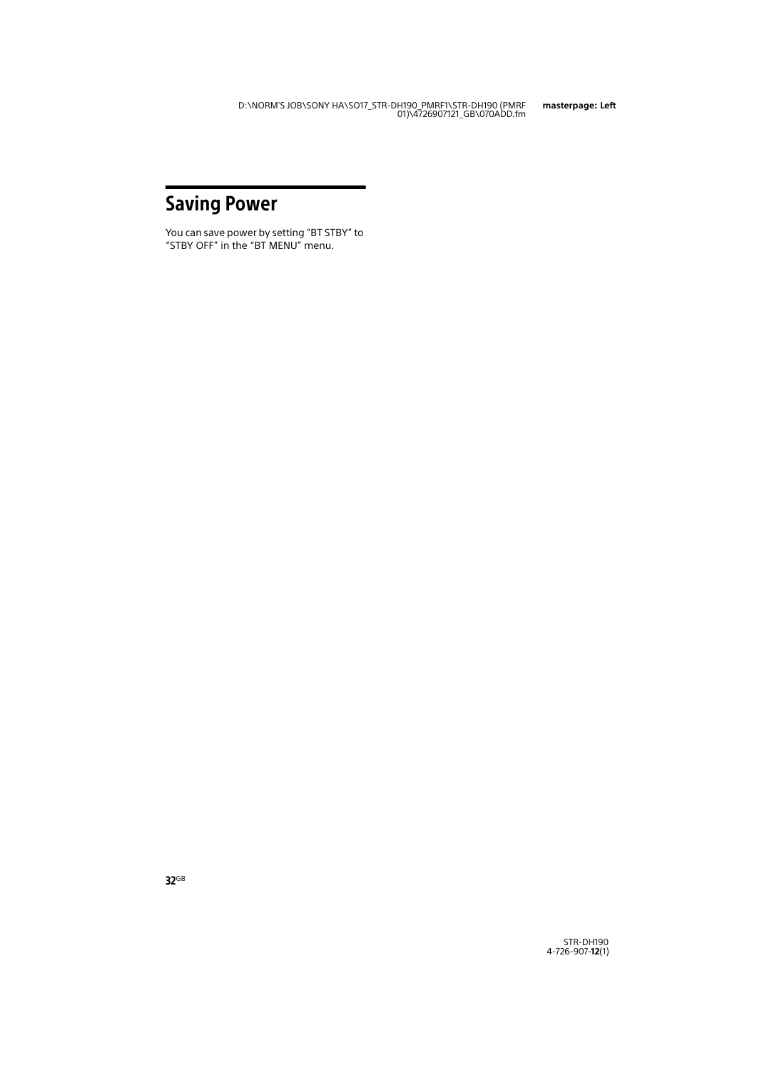# Saving Power

You can save power by setting "BT STBY" to "STBY OFF" in the "BT MENU" menu.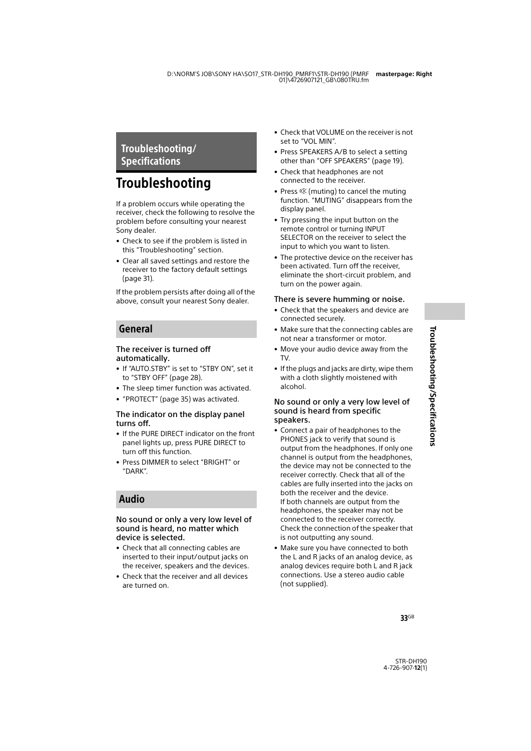## Troubleshooting/Specifications

# Troubleshooting

If a problem occurs while operating the receiver, check the following to resolve the problem before consulting your nearest Sony dealer.

- Check to see if the problem is listed in this "Troubleshooting" section.
- Clear all saved settings and restore the receiver to the factory default settings (page 31).

If the problem persists after doing all of the above, consult your nearest Sony dealer.

## General

### The receiver is turned off automatically.

- If "AUTO.STBY" is set to "STBY ON", set it to "STBY OFF" (page 28).
- The sleep timer function was activated.
- "PROTECT" (page 35) was activated.

### The indicator on the display panel turns off.

- If the PURE DIRECT indicator on the front panel lights up, press PURE DIRECT to turn off this function.
- Press DIMMER to select "BRIGHT" or "DARK".

## Audio

### No sound or only a very low level of sound is heard, no matter which device is selected.

- Check that all connecting cables are inserted to their input/output jacks on the receiver, speakers and the devices.
- Check that the receiver and all devices are turned on.
- Check that VOLUME on the receiver is not set to "VOL MIN".
- Press SPEAKERS A/B to select a setting other than "OFF SPEAKERS" (page 19).
- Check that headphones are not connected to the receiver.
- Press 🔇 (muting) to cancel the muting function. "MUTING" disappears from the display panel.
- Try pressing the input button on the remote control or turning INPUT SELECTOR on the receiver to select the input to which you want to listen.
- The protective device on the receiver has been activated. Turn off the receiver, eliminate the short-circuit problem, and turn on the power again.

### There is severe humming or noise.

- Check that the speakers and device are connected securely.
- Make sure that the connecting cables are not near a transformer or motor.
- Move your audio device away from the TV.
- If the plugs and jacks are dirty, wipe them with a cloth slightly moistened with alcohol.

### No sound or only a very low level of sound is heard from specific speakers.

- Connect a pair of headphones to the PHONES jack to verify that sound is output from the headphones. If only one channel is output from the headphones, the device may not be connected to the receiver correctly. Check that all of the cables are fully inserted into the jacks on both the receiver and the device.
  If both channels are output from the headphones, the speaker may not be connected to the receiver correctly. Check the connection of the speaker that is not outputting any sound.
- Make sure you have connected to both the L and R jacks of an analog device, as analog devices require both L and R jack connections. Use a stereo audio cable (not supplied).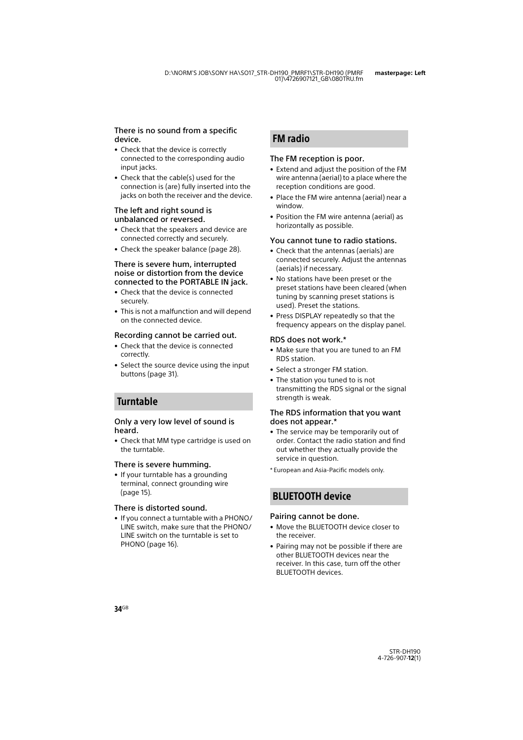### There is no sound from a specific device.

- Check that the device is correctly connected to the corresponding audio input jacks.
- Check that the cable(s) used for the connection is (are) fully inserted into the jacks on both the receiver and the device.

### The left and right sound is unbalanced or reversed.

- Check that the speakers and device are connected correctly and securely.
- Check the speaker balance (page 28).

### There is severe hum, interrupted noise or distortion from the device connected to the PORTABLE IN jack.

- Check that the device is connected securely.
- This is not a malfunction and will depend on the connected device.

### Recording cannot be carried out.

- Check that the device is connected correctly.
- Select the source device using the input buttons (page 31).

## Turntable

### Only a very low level of sound is heard.

- Check that MM type cartridge is used on the turntable.

### There is severe humming.

- If your turntable has a grounding terminal, connect grounding wire (page 15).

### There is distorted sound.

- If you connect a turntable with a PHONO/LINE switch, make sure that the PHONO/LINE switch on the turntable is set to PHONO (page 16).

## FM radio

### The FM reception is poor.

- Extend and adjust the position of the FM wire antenna (aerial) to a place where the reception conditions are good.
- Place the FM wire antenna (aerial) near a window.
- Position the FM wire antenna (aerial) as horizontally as possible.

### You cannot tune to radio stations.

- Check that the antennas (aerials) are connected securely. Adjust the antennas (aerials) if necessary.
- No stations have been preset or the preset stations have been cleared (when tuning by scanning preset stations is used). Preset the stations.
- Press DISPLAY repeatedly so that the frequency appears on the display panel.

### RDS does not work.*

- Make sure that you are tuned to an FM RDS station.
- Select a stronger FM station.
- The station you tuned to is not transmitting the RDS signal or the signal strength is weak.

### The RDS information that you want does not appear.*

- The service may be temporarily out of order. Contact the radio station and find out whether they actually provide the service in question.

\* European and Asia-Pacific models only.

## BLUETOOTH device

### Pairing cannot be done.

- Move the BLUETOOTH device closer to the receiver.
- Pairing may not be possible if there are other BLUETOOTH devices near the receiver. In this case, turn off the other BLUETOOTH devices.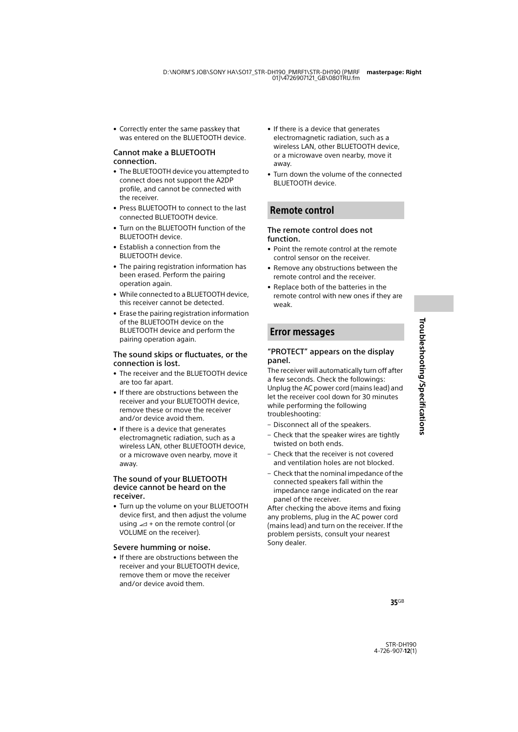- Correctly enter the same passkey that was entered on the BLUETOOTH device.

### Cannot make a BLUETOOTH connection.

- The BLUETOOTH device you attempted to connect does not support the A2DP profile, and cannot be connected with the receiver.
- Press BLUETOOTH to connect to the last connected BLUETOOTH device.
- Turn on the BLUETOOTH function of the BLUETOOTH device.
- Establish a connection from the BLUETOOTH device.
- The pairing registration information has been erased. Perform the pairing operation again.
- While connected to a BLUETOOTH device, this receiver cannot be detected.
- Erase the pairing registration information of the BLUETOOTH device on the BLUETOOTH device and perform the pairing operation again.

### The sound skips or fluctuates, or the connection is lost.

- The receiver and the BLUETOOTH device are too far apart.
- If there are obstructions between the receiver and your BLUETOOTH device, remove these or move the receiver and/or device avoid them.
- If there is a device that generates electromagnetic radiation, such as a wireless LAN, other BLUETOOTH device, or a microwave oven nearby, move it away.

### The sound of your BLUETOOTH device cannot be heard on the receiver.

- Turn up the volume on your BLUETOOTH device first, and then adjust the volume using ⊿ + on the remote control (or VOLUME on the receiver).

### Severe humming or noise.

- If there are obstructions between the receiver and your BLUETOOTH device, remove them or move the receiver and/or device avoid them.
- If there is a device that generates electromagnetic radiation, such as a wireless LAN, other BLUETOOTH device, or a microwave oven nearby, move it away.
- Turn down the volume of the connected BLUETOOTH device.

## Remote control

### The remote control does not function.

- Point the remote control at the remote control sensor on the receiver.
- Remove any obstructions between the remote control and the receiver.
- Replace both of the batteries in the remote control with new ones if they are weak.

## Error messages

### "PROTECT" appears on the display panel.

The receiver will automatically turn off after a few seconds. Check the followings: Unplug the AC power cord (mains lead) and let the receiver cool down for 30 minutes while performing the following troubleshooting:

– Disconnect all of the speakers.
– Check that the speaker wires are tightly twisted on both ends.
– Check that the receiver is not covered and ventilation holes are not blocked.
– Check that the nominal impedance of the connected speakers fall within the impedance range indicated on the rear panel of the receiver.

After checking the above items and fixing any problems, plug in the AC power cord (mains lead) and turn on the receiver. If the problem persists, consult your nearest Sony dealer.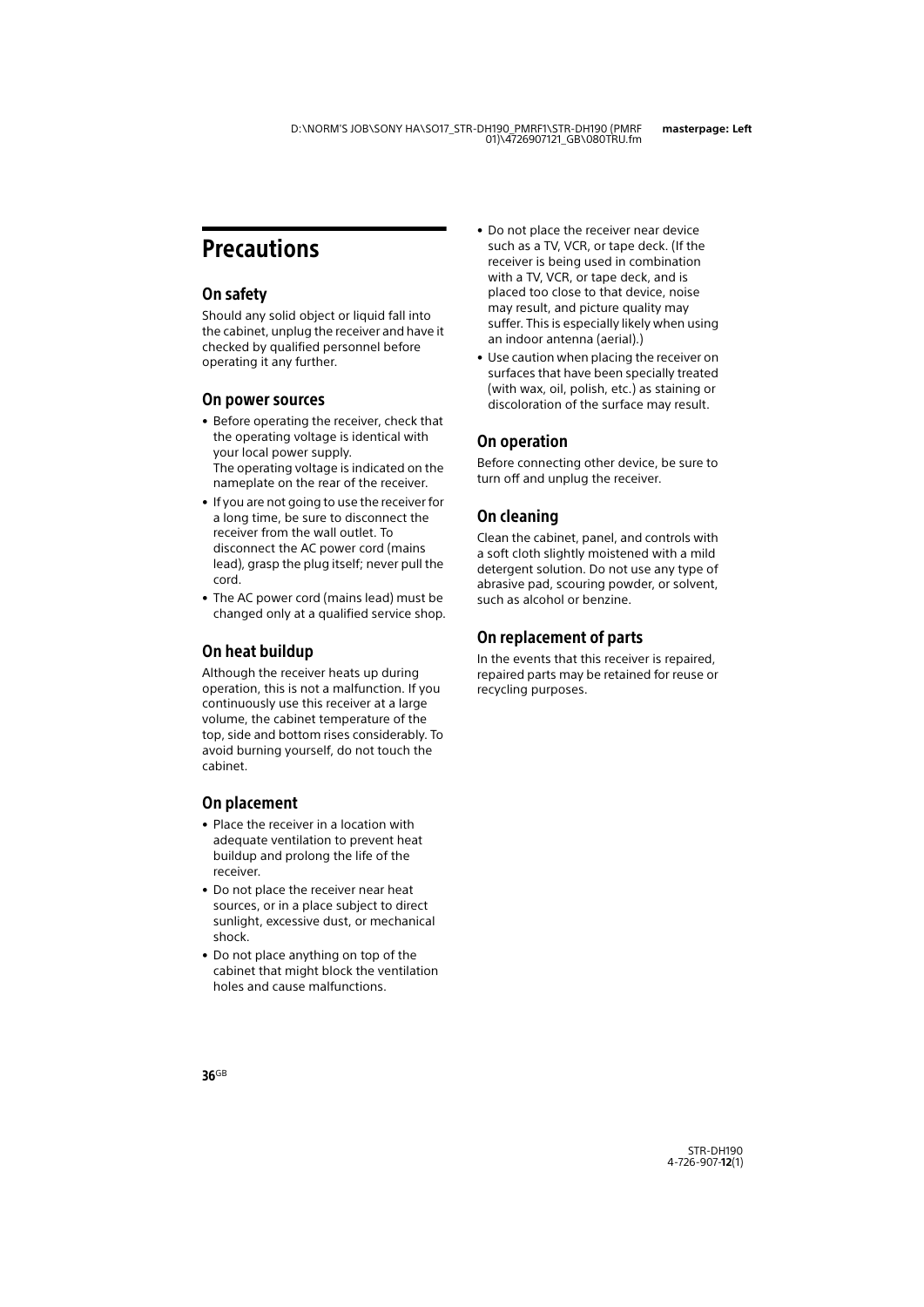# Precautions

## On safety

Should any solid object or liquid fall into the cabinet, unplug the receiver and have it checked by qualified personnel before operating it any further.

## On power sources

- Before operating the receiver, check that the operating voltage is identical with your local power supply.
  The operating voltage is indicated on the nameplate on the rear of the receiver.
- If you are not going to use the receiver for a long time, be sure to disconnect the receiver from the wall outlet. To disconnect the AC power cord (mains lead), grasp the plug itself; never pull the cord.
- The AC power cord (mains lead) must be changed only at a qualified service shop.

## On heat buildup

Although the receiver heats up during operation, this is not a malfunction. If you continuously use this receiver at a large volume, the cabinet temperature of the top, side and bottom rises considerably. To avoid burning yourself, do not touch the cabinet.

## On placement

- Place the receiver in a location with adequate ventilation to prevent heat buildup and prolong the life of the receiver.
- Do not place the receiver near heat sources, or in a place subject to direct sunlight, excessive dust, or mechanical shock.
- Do not place anything on top of the cabinet that might block the ventilation holes and cause malfunctions.
- Do not place the receiver near device such as a TV, VCR, or tape deck. (If the receiver is being used in combination with a TV, VCR, or tape deck, and is placed too close to that device, noise may result, and picture quality may suffer. This is especially likely when using an indoor antenna (aerial).)
- Use caution when placing the receiver on surfaces that have been specially treated (with wax, oil, polish, etc.) as staining or discoloration of the surface may result.

## On operation

Before connecting other device, be sure to turn off and unplug the receiver.

## On cleaning

Clean the cabinet, panel, and controls with a soft cloth slightly moistened with a mild detergent solution. Do not use any type of abrasive pad, scouring powder, or solvent, such as alcohol or benzine.

## On replacement of parts

In the events that this receiver is repaired, repaired parts may be retained for reuse or recycling purposes.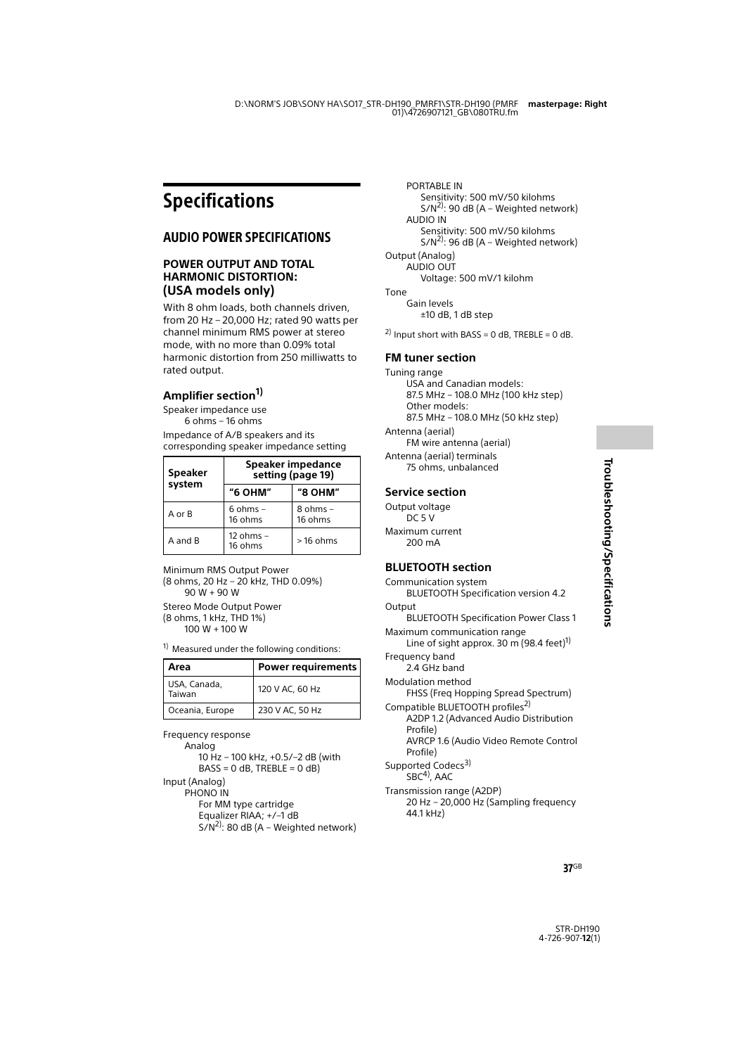# Specifications

## AUDIO POWER SPECIFICATIONS

### POWER OUTPUT AND TOTAL HARMONIC DISTORTION: (USA models only)

With 8 ohm loads, both channels driven, from 20 Hz – 20,000 Hz; rated 90 watts per channel minimum RMS power at stereo mode, with no more than 0.09% total harmonic distortion from 250 milliwatts to rated output.

### Amplifier section[1)]

Speaker impedance use
6 ohms – 16 ohms

Impedance of A/B speakers and its corresponding speaker impedance setting

| Speaker system | Speaker impedance setting (page 19) | |
|---|---|---|
| | "6 OHM" | "8 OHM" |
| A or B | 6 ohms – 16 ohms | 8 ohms – 16 ohms |
| A and B | 12 ohms – 16 ohms | > 16 ohms |

Minimum RMS Output Power
(8 ohms, 20 Hz – 20 kHz, THD 0.09%)
90 W + 90 W

Stereo Mode Output Power
(8 ohms, 1 kHz, THD 1%)
100 W + 100 W

1) Measured under the following conditions:

| Area | Power requirements |
|---|---|
| USA, Canada, Taiwan | 120 V AC, 60 Hz |
| Oceania, Europe | 230 V AC, 50 Hz |

Frequency response
Analog
10 Hz – 100 kHz, +0.5/–2 dB (with BASS = 0 dB, TREBLE = 0 dB)

Input (Analog)
PHONO IN
For MM type cartridge
Equalizer RIAA; +/–1 dB
S/N[2)]: 80 dB (A – Weighted network)

PORTABLE IN
Sensitivity: 500 mV/50 kilohms
S/N[2)]: 90 dB (A – Weighted network)

AUDIO IN
Sensitivity: 500 mV/50 kilohms
S/N[2)]: 96 dB (A – Weighted network)

Output (Analog)
AUDIO OUT
Voltage: 500 mV/1 kilohm

Tone
Gain levels
±10 dB, 1 dB step

2) Input short with BASS = 0 dB, TREBLE = 0 dB.

### FM tuner section

Tuning range
USA and Canadian models:
87.5 MHz – 108.0 MHz (100 kHz step)
Other models:
87.5 MHz – 108.0 MHz (50 kHz step)

Antenna (aerial)
FM wire antenna (aerial)

Antenna (aerial) terminals
75 ohms, unbalanced

### Service section

Output voltage
DC 5 V

Maximum current
200 mA

### BLUETOOTH section

Communication system
BLUETOOTH Specification version 4.2

Output
BLUETOOTH Specification Power Class 1

Maximum communication range
Line of sight approx. 30 m (98.4 feet)[1)]

Frequency band
2.4 GHz band

Modulation method
FHSS (Freq Hopping Spread Spectrum)

Compatible BLUETOOTH profiles[2)]
A2DP 1.2 (Advanced Audio Distribution Profile)
AVRCP 1.6 (Audio Video Remote Control Profile)

Supported Codecs[3)]
SBC[4)], AAC

Transmission range (A2DP)
20 Hz – 20,000 Hz (Sampling frequency 44.1 kHz)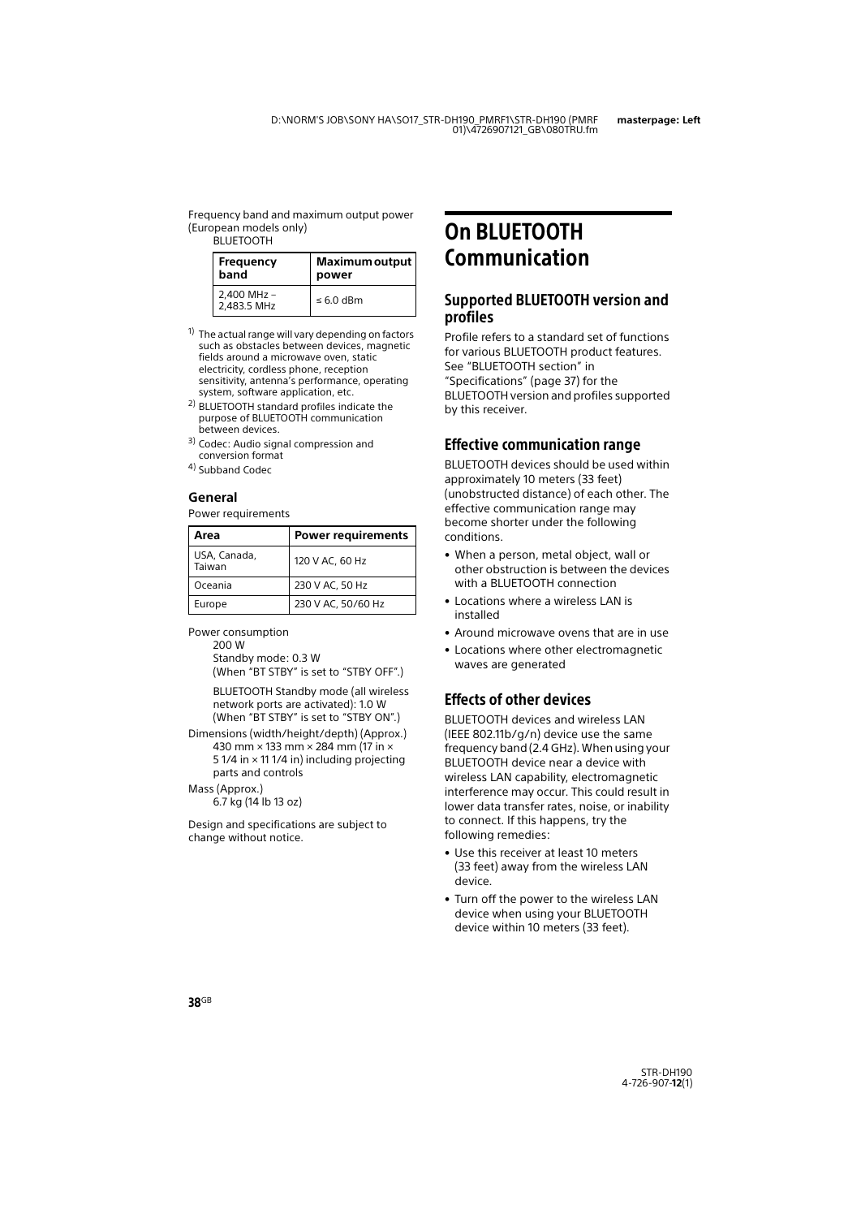Frequency band and maximum output power (European models only)

BLUETOOTH

| Frequency band | Maximum output power |
|---|---|
| 2,400 MHz – 2,483.5 MHz | ≤ 6.0 dBm |

[1] The actual range will vary depending on factors such as obstacles between devices, magnetic fields around a microwave oven, static electricity, cordless phone, reception sensitivity, antenna's performance, operating system, software application, etc.

[2] BLUETOOTH standard profiles indicate the purpose of BLUETOOTH communication between devices.

[3] Codec: Audio signal compression and conversion format

[4] Subband Codec

### General

Power requirements

| Area | Power requirements |
|---|---|
| USA, Canada, Taiwan | 120 V AC, 60 Hz |
| Oceania | 230 V AC, 50 Hz |
| Europe | 230 V AC, 50/60 Hz |

Power consumption

200 W

Standby mode: 0.3 W
(When "BT STBY" is set to "STBY OFF".)

BLUETOOTH Standby mode (all wireless network ports are activated): 1.0 W
(When "BT STBY" is set to "STBY ON".)

Dimensions (width/height/depth) (Approx.)

430 mm × 133 mm × 284 mm (17 in × 5 1/4 in × 11 1/4 in) including projecting parts and controls

Mass (Approx.)

6.7 kg (14 lb 13 oz)

Design and specifications are subject to change without notice.

# On BLUETOOTH Communication

## Supported BLUETOOTH version and profiles

Profile refers to a standard set of functions for various BLUETOOTH product features. See "BLUETOOTH section" in "Specifications" (page 37) for the BLUETOOTH version and profiles supported by this receiver.

## Effective communication range

BLUETOOTH devices should be used within approximately 10 meters (33 feet) (unobstructed distance) of each other. The effective communication range may become shorter under the following conditions.

- When a person, metal object, wall or other obstruction is between the devices with a BLUETOOTH connection
- Locations where a wireless LAN is installed
- Around microwave ovens that are in use
- Locations where other electromagnetic waves are generated

## Effects of other devices

BLUETOOTH devices and wireless LAN (IEEE 802.11b/g/n) device use the same frequency band (2.4 GHz). When using your BLUETOOTH device near a device with wireless LAN capability, electromagnetic interference may occur. This could result in lower data transfer rates, noise, or inability to connect. If this happens, try the following remedies:

- Use this receiver at least 10 meters (33 feet) away from the wireless LAN device.
- Turn off the power to the wireless LAN device when using your BLUETOOTH device within 10 meters (33 feet).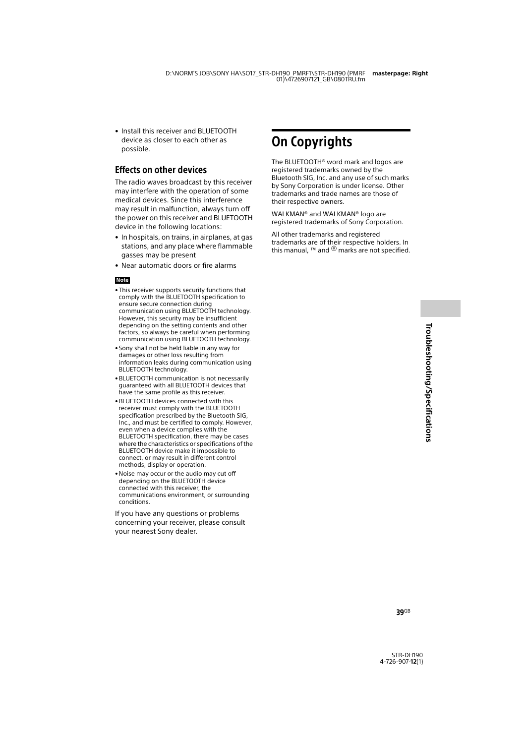- Install this receiver and BLUETOOTH device as closer to each other as possible.

### Effects on other devices

The radio waves broadcast by this receiver may interfere with the operation of some medical devices. Since this interference may result in malfunction, always turn off the power on this receiver and BLUETOOTH device in the following locations:

- In hospitals, on trains, in airplanes, at gas stations, and any place where flammable gasses may be present
- Near automatic doors or fire alarms

**Note**

- This receiver supports security functions that comply with the BLUETOOTH specification to ensure secure connection during communication using BLUETOOTH technology. However, this security may be insufficient depending on the setting contents and other factors, so always be careful when performing communication using BLUETOOTH technology.
- Sony shall not be held liable in any way for damages or other loss resulting from information leaks during communication using BLUETOOTH technology.
- BLUETOOTH communication is not necessarily guaranteed with all BLUETOOTH devices that have the same profile as this receiver.
- BLUETOOTH devices connected with this receiver must comply with the BLUETOOTH specification prescribed by the Bluetooth SIG, Inc., and must be certified to comply. However, even when a device complies with the BLUETOOTH specification, there may be cases where the characteristics or specifications of the BLUETOOTH device make it impossible to connect, or may result in different control methods, display or operation.
- Noise may occur or the audio may cut off depending on the BLUETOOTH device connected with this receiver, the communications environment, or surrounding conditions.

If you have any questions or problems concerning your receiver, please consult your nearest Sony dealer.

## On Copyrights

The BLUETOOTH® word mark and logos are registered trademarks owned by the Bluetooth SIG, Inc. and any use of such marks by Sony Corporation is under license. Other trademarks and trade names are those of their respective owners.

WALKMAN® and WALKMAN® logo are registered trademarks of Sony Corporation.

All other trademarks and registered trademarks are of their respective holders. In this manual, ™ and ® marks are not specified.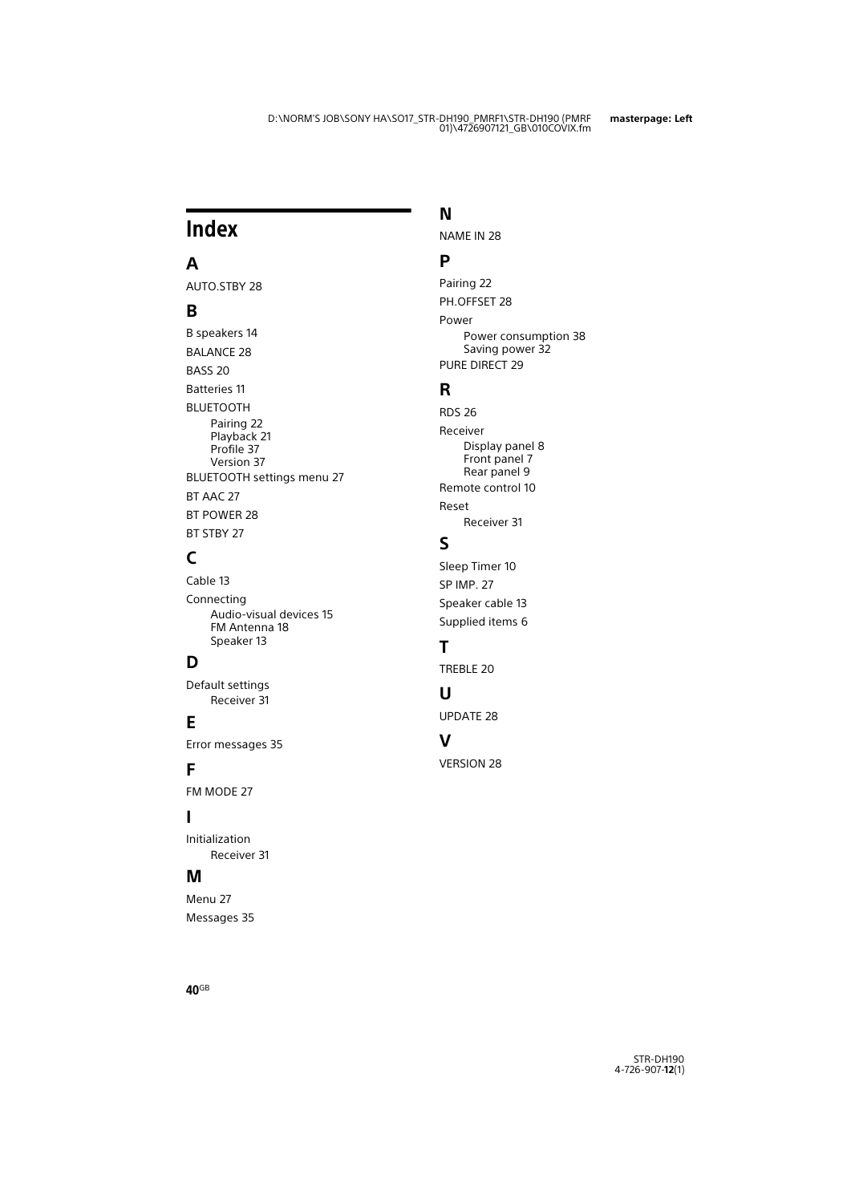# Index

## A

AUTO.STBY 28

## B

B speakers 14

BALANCE 28

BASS 20

Batteries 11

BLUETOOTH
- Pairing 22
- Playback 21
- Profile 37
- Version 37

BLUETOOTH settings menu 27

BT AAC 27

BT POWER 28

BT STBY 27

## C

Cable 13

Connecting
- Audio-visual devices 15
- FM Antenna 18
- Speaker 13

## D

Default settings
- Receiver 31

## E

Error messages 35

## F

FM MODE 27

## I

Initialization
- Receiver 31

## M

Menu 27

Messages 35

## N

NAME IN 28

## P

Pairing 22

PH.OFFSET 28

Power
- Power consumption 38
- Saving power 32

PURE DIRECT 29

## R

RDS 26

Receiver
- Display panel 8
- Front panel 7
- Rear panel 9

Remote control 10

Reset
- Receiver 31

## S

Sleep Timer 10

SP IMP. 27

Speaker cable 13

Supplied items 6

## T

TREBLE 20

## U

UPDATE 28

## V

VERSION 28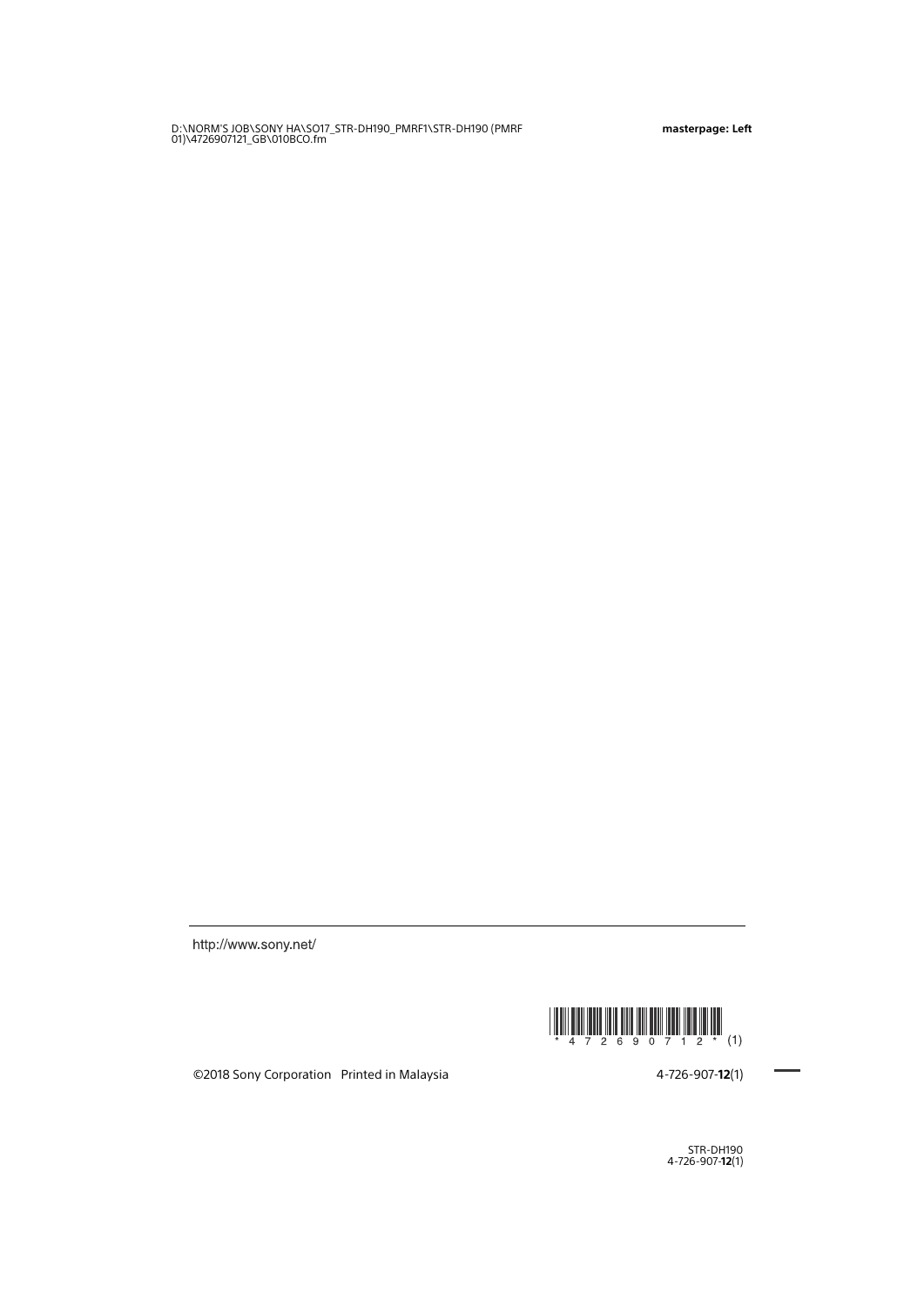http://www.sony.net/

*4726907­12* (1)

©2018 Sony Corporation   Printed in Malaysia

4-726-907-**12**(1)